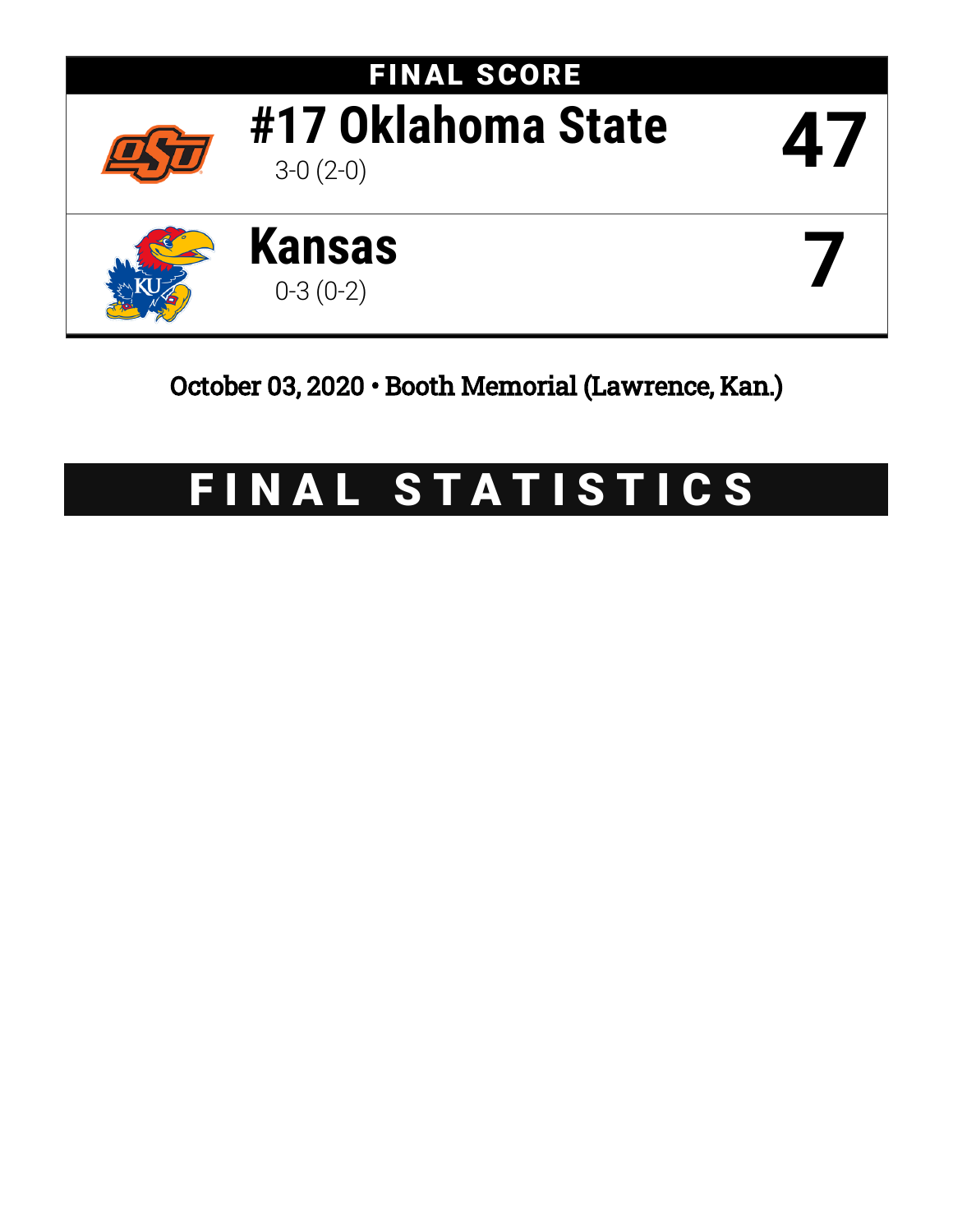# FINAL SCORE

| | Team | Score |
|---|---|---|
| | **#17 Oklahoma State** 3-0 (2-0) | **47** |
| | **Kansas** 0-3 (0-2) | **7** |

October 03, 2020 • Booth Memorial (Lawrence, Kan.)

# FINAL STATISTICS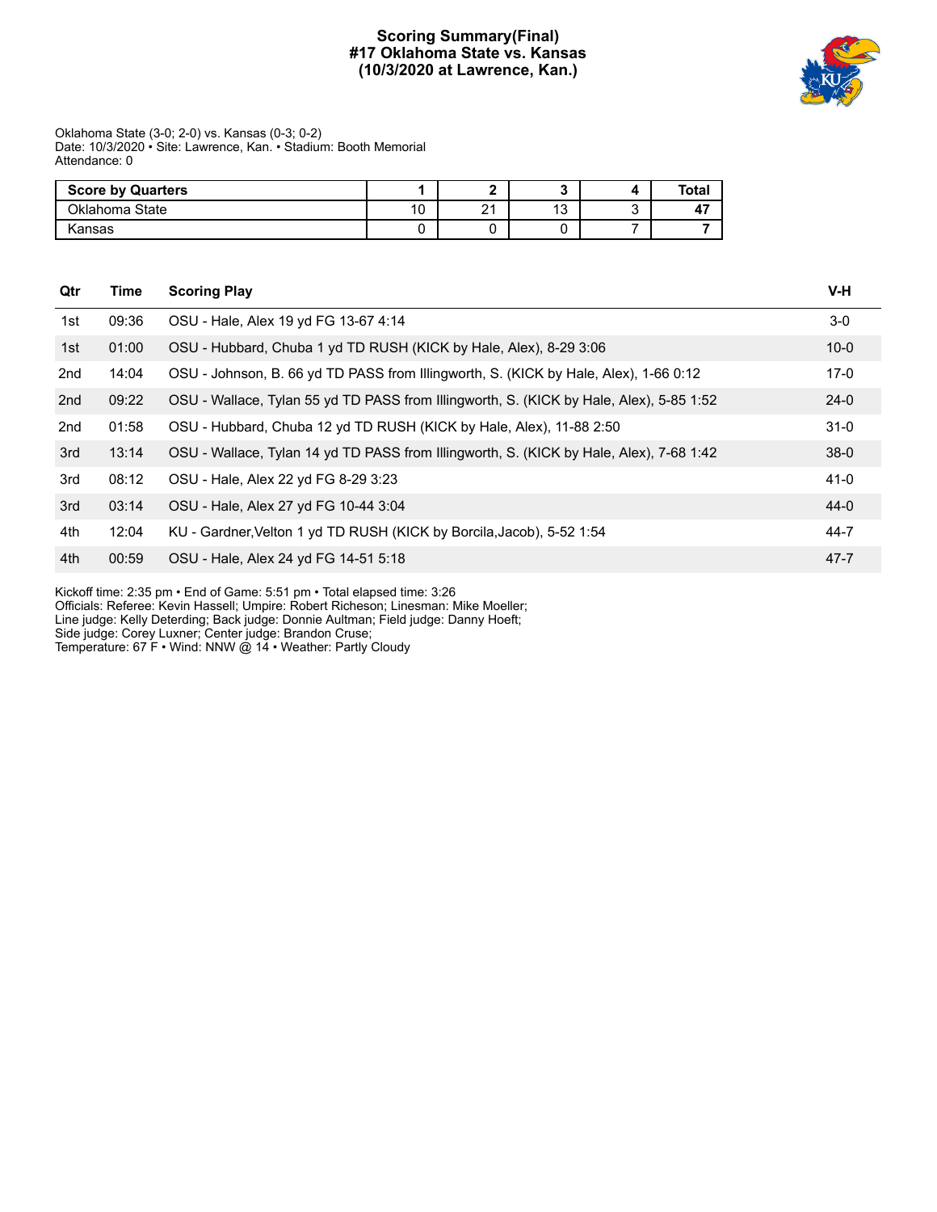# Scoring Summary(Final)
## #17 Oklahoma State vs. Kansas
## (10/3/2020 at Lawrence, Kan.)

Oklahoma State (3-0; 2-0) vs. Kansas (0-3; 0-2)
Date: 10/3/2020 • Site: Lawrence, Kan. • Stadium: Booth Memorial
Attendance: 0

| Score by Quarters | 1 | 2 | 3 | 4 | Total |
|---|---|---|---|---|---|
| Oklahoma State | 10 | 21 | 13 | 3 | **47** |
| Kansas | 0 | 0 | 0 | 7 | **7** |

| Qtr | Time | Scoring Play | V-H |
|---|---|---|---|
| 1st | 09:36 | OSU - Hale, Alex 19 yd FG 13-67 4:14 | 3-0 |
| 1st | 01:00 | OSU - Hubbard, Chuba 1 yd TD RUSH (KICK by Hale, Alex), 8-29 3:06 | 10-0 |
| 2nd | 14:04 | OSU - Johnson, B. 66 yd TD PASS from Illingworth, S. (KICK by Hale, Alex), 1-66 0:12 | 17-0 |
| 2nd | 09:22 | OSU - Wallace, Tylan 55 yd TD PASS from Illingworth, S. (KICK by Hale, Alex), 5-85 1:52 | 24-0 |
| 2nd | 01:58 | OSU - Hubbard, Chuba 12 yd TD RUSH (KICK by Hale, Alex), 11-88 2:50 | 31-0 |
| 3rd | 13:14 | OSU - Wallace, Tylan 14 yd TD PASS from Illingworth, S. (KICK by Hale, Alex), 7-68 1:42 | 38-0 |
| 3rd | 08:12 | OSU - Hale, Alex 22 yd FG 8-29 3:23 | 41-0 |
| 3rd | 03:14 | OSU - Hale, Alex 27 yd FG 10-44 3:04 | 44-0 |
| 4th | 12:04 | KU - Gardner,Velton 1 yd TD RUSH (KICK by Borcila,Jacob), 5-52 1:54 | 44-7 |
| 4th | 00:59 | OSU - Hale, Alex 24 yd FG 14-51 5:18 | 47-7 |

Kickoff time: 2:35 pm • End of Game: 5:51 pm • Total elapsed time: 3:26
Officials: Referee: Kevin Hassell; Umpire: Robert Richeson; Linesman: Mike Moeller;
Line judge: Kelly Deterding; Back judge: Donnie Aultman; Field judge: Danny Hoeft;
Side judge: Corey Luxner; Center judge: Brandon Cruse;
Temperature: 67 F • Wind: NNW @ 14 • Weather: Partly Cloudy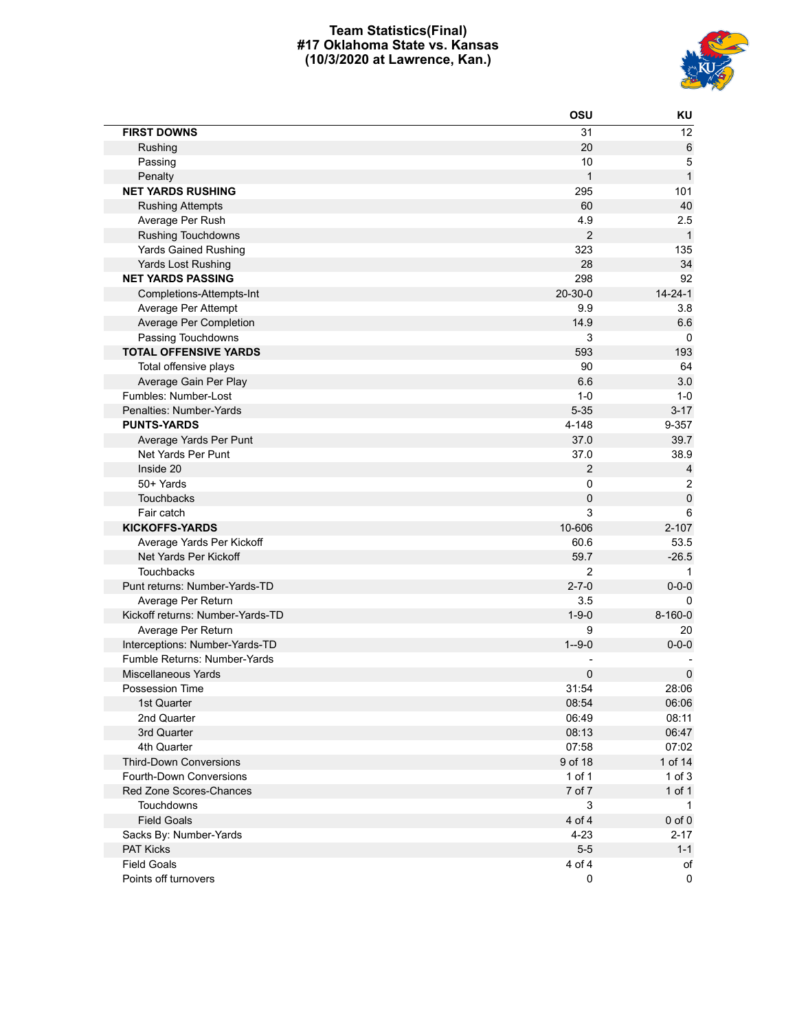# Team Statistics(Final)
## #17 Oklahoma State vs. Kansas
### (10/3/2020 at Lawrence, Kan.)

| | OSU | KU |
|---|---|---|
| **FIRST DOWNS** | 31 | 12 |
| Rushing | 20 | 6 |
| Passing | 10 | 5 |
| Penalty | 1 | 1 |
| **NET YARDS RUSHING** | 295 | 101 |
| Rushing Attempts | 60 | 40 |
| Average Per Rush | 4.9 | 2.5 |
| Rushing Touchdowns | 2 | 1 |
| Yards Gained Rushing | 323 | 135 |
| Yards Lost Rushing | 28 | 34 |
| **NET YARDS PASSING** | 298 | 92 |
| Completions-Attempts-Int | 20-30-0 | 14-24-1 |
| Average Per Attempt | 9.9 | 3.8 |
| Average Per Completion | 14.9 | 6.6 |
| Passing Touchdowns | 3 | 0 |
| **TOTAL OFFENSIVE YARDS** | 593 | 193 |
| Total offensive plays | 90 | 64 |
| Average Gain Per Play | 6.6 | 3.0 |
| Fumbles: Number-Lost | 1-0 | 1-0 |
| Penalties: Number-Yards | 5-35 | 3-17 |
| **PUNTS-YARDS** | 4-148 | 9-357 |
| Average Yards Per Punt | 37.0 | 39.7 |
| Net Yards Per Punt | 37.0 | 38.9 |
| Inside 20 | 2 | 4 |
| 50+ Yards | 0 | 2 |
| Touchbacks | 0 | 0 |
| Fair catch | 3 | 6 |
| **KICKOFFS-YARDS** | 10-606 | 2-107 |
| Average Yards Per Kickoff | 60.6 | 53.5 |
| Net Yards Per Kickoff | 59.7 | -26.5 |
| Touchbacks | 2 | 1 |
| Punt returns: Number-Yards-TD | 2-7-0 | 0-0-0 |
| Average Per Return | 3.5 | 0 |
| Kickoff returns: Number-Yards-TD | 1-9-0 | 8-160-0 |
| Average Per Return | 9 | 20 |
| Interceptions: Number-Yards-TD | 1--9-0 | 0-0-0 |
| Fumble Returns: Number-Yards | - | - |
| Miscellaneous Yards | 0 | 0 |
| Possession Time | 31:54 | 28:06 |
| 1st Quarter | 08:54 | 06:06 |
| 2nd Quarter | 06:49 | 08:11 |
| 3rd Quarter | 08:13 | 06:47 |
| 4th Quarter | 07:58 | 07:02 |
| Third-Down Conversions | 9 of 18 | 1 of 14 |
| Fourth-Down Conversions | 1 of 1 | 1 of 3 |
| Red Zone Scores-Chances | 7 of 7 | 1 of 1 |
| Touchdowns | 3 | 1 |
| Field Goals | 4 of 4 | 0 of 0 |
| Sacks By: Number-Yards | 4-23 | 2-17 |
| PAT Kicks | 5-5 | 1-1 |
| Field Goals | 4 of 4 | of |
| Points off turnovers | 0 | 0 |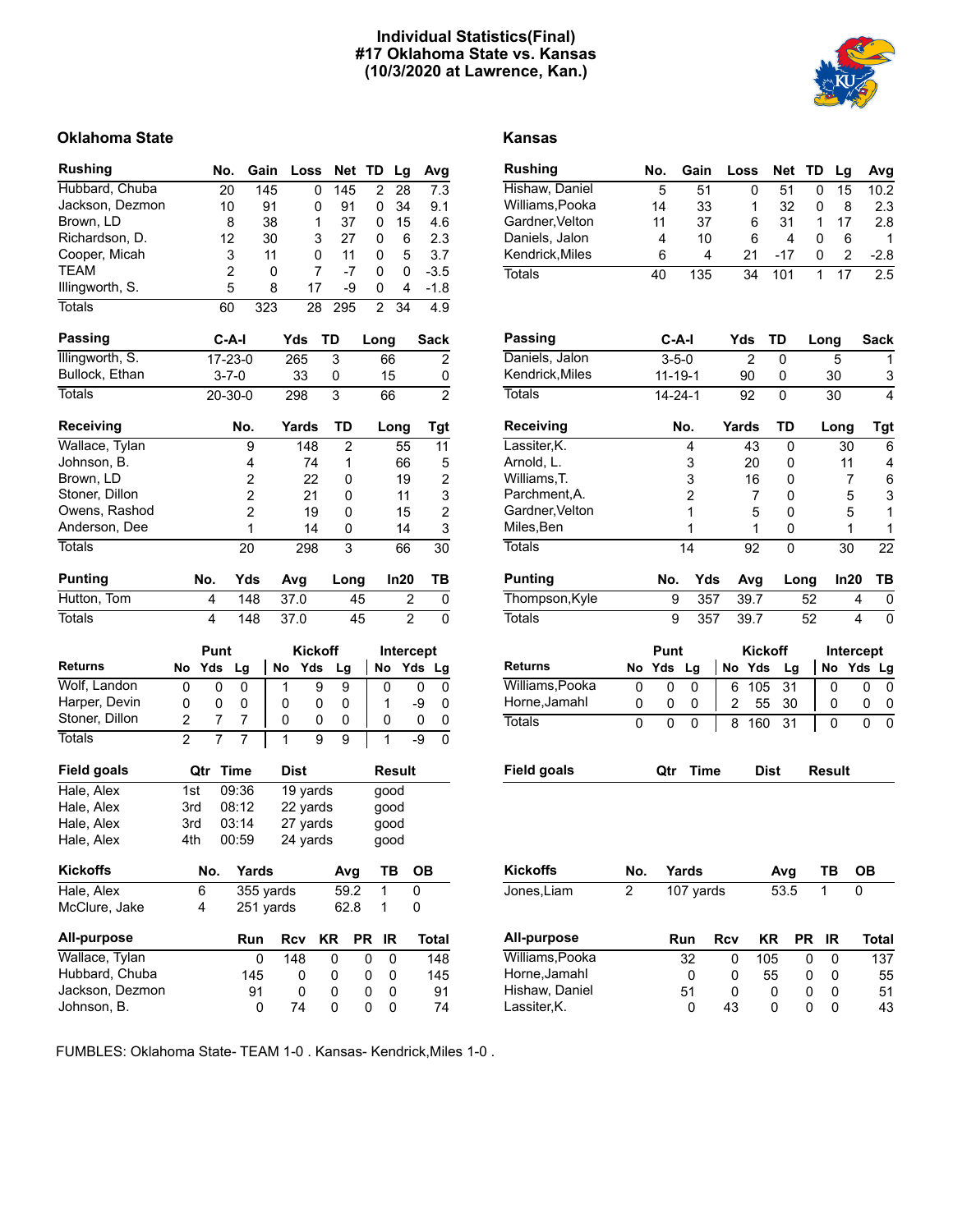# Individual Statistics(Final)
# #17 Oklahoma State vs. Kansas
# (10/3/2020 at Lawrence, Kan.)

## Oklahoma State

| Rushing | No. | Gain | Loss | Net | TD | Lg | Avg |
|---|---|---|---|---|---|---|---|
| Hubbard, Chuba | 20 | 145 | 0 | 145 | 2 | 28 | 7.3 |
| Jackson, Dezmon | 10 | 91 | 0 | 91 | 0 | 34 | 9.1 |
| Brown, LD | 8 | 38 | 1 | 37 | 0 | 15 | 4.6 |
| Richardson, D. | 12 | 30 | 3 | 27 | 0 | 6 | 2.3 |
| Cooper, Micah | 3 | 11 | 0 | 11 | 0 | 5 | 3.7 |
| TEAM | 2 | 0 | 7 | -7 | 0 | 0 | -3.5 |
| Illingworth, S. | 5 | 8 | 17 | -9 | 0 | 4 | -1.8 |
| Totals | 60 | 323 | 28 | 295 | 2 | 34 | 4.9 |

| Passing | C-A-I | Yds | TD | Long | Sack |
|---|---|---|---|---|---|
| Illingworth, S. | 17-23-0 | 265 | 3 | 66 | 2 |
| Bullock, Ethan | 3-7-0 | 33 | 0 | 15 | 0 |
| Totals | 20-30-0 | 298 | 3 | 66 | 2 |

| Receiving | No. | Yards | TD | Long | Tgt |
|---|---|---|---|---|---|
| Wallace, Tylan | 9 | 148 | 2 | 55 | 11 |
| Johnson, B. | 4 | 74 | 1 | 66 | 5 |
| Brown, LD | 2 | 22 | 0 | 19 | 2 |
| Stoner, Dillon | 2 | 21 | 0 | 11 | 3 |
| Owens, Rashod | 2 | 19 | 0 | 15 | 2 |
| Anderson, Dee | 1 | 14 | 0 | 14 | 3 |
| Totals | 20 | 298 | 3 | 66 | 30 |

| Punting | No. | Yds | Avg | Long | In20 | TB |
|---|---|---|---|---|---|---|
| Hutton, Tom | 4 | 148 | 37.0 | 45 | 2 | 0 |
| Totals | 4 | 148 | 37.0 | 45 | 2 | 0 |

| | Punt | | | Kickoff | | | Intercept | | |
|---|---|---|---|---|---|---|---|---|---|
| Returns | No | Yds | Lg | No | Yds | Lg | No | Yds | Lg |
| Wolf, Landon | 0 | 0 | 0 | 1 | 9 | 9 | 0 | 0 | 0 |
| Harper, Devin | 0 | 0 | 0 | 0 | 0 | 0 | 1 | -9 | 0 |
| Stoner, Dillon | 2 | 7 | 7 | 0 | 0 | 0 | 0 | 0 | 0 |
| Totals | 2 | 7 | 7 | 1 | 9 | 9 | 1 | -9 | 0 |

| Field goals | Qtr | Time | Dist | Result |
|---|---|---|---|---|
| Hale, Alex | 1st | 09:36 | 19 yards | good |
| Hale, Alex | 3rd | 08:12 | 22 yards | good |
| Hale, Alex | 3rd | 03:14 | 27 yards | good |
| Hale, Alex | 4th | 00:59 | 24 yards | good |

| Kickoffs | No. | Yards | Avg | TB | OB |
|---|---|---|---|---|---|
| Hale, Alex | 6 | 355 yards | 59.2 | 1 | 0 |
| McClure, Jake | 4 | 251 yards | 62.8 | 1 | 0 |

| All-purpose | Run | Rcv | KR | PR | IR | Total |
|---|---|---|---|---|---|---|
| Wallace, Tylan | 0 | 148 | 0 | 0 | 0 | 148 |
| Hubbard, Chuba | 145 | 0 | 0 | 0 | 0 | 145 |
| Jackson, Dezmon | 91 | 0 | 0 | 0 | 0 | 91 |
| Johnson, B. | 0 | 74 | 0 | 0 | 0 | 74 |

## Kansas

| Rushing | No. | Gain | Loss | Net | TD | Lg | Avg |
|---|---|---|---|---|---|---|---|
| Hishaw, Daniel | 5 | 51 | 0 | 51 | 0 | 15 | 10.2 |
| Williams,Pooka | 14 | 33 | 1 | 32 | 0 | 8 | 2.3 |
| Gardner,Velton | 11 | 37 | 6 | 31 | 1 | 17 | 2.8 |
| Daniels, Jalon | 4 | 10 | 6 | 4 | 0 | 6 | 1 |
| Kendrick,Miles | 6 | 4 | 21 | -17 | 0 | 2 | -2.8 |
| Totals | 40 | 135 | 34 | 101 | 1 | 17 | 2.5 |

| Passing | C-A-I | Yds | TD | Long | Sack |
|---|---|---|---|---|---|
| Daniels, Jalon | 3-5-0 | 2 | 0 | 5 | 1 |
| Kendrick,Miles | 11-19-1 | 90 | 0 | 30 | 3 |
| Totals | 14-24-1 | 92 | 0 | 30 | 4 |

| Receiving | No. | Yards | TD | Long | Tgt |
|---|---|---|---|---|---|
| Lassiter,K. | 4 | 43 | 0 | 30 | 6 |
| Arnold, L. | 3 | 20 | 0 | 11 | 4 |
| Williams,T. | 3 | 16 | 0 | 7 | 6 |
| Parchment,A. | 2 | 7 | 0 | 5 | 3 |
| Gardner,Velton | 1 | 5 | 0 | 5 | 1 |
| Miles,Ben | 1 | 1 | 0 | 1 | 1 |
| Totals | 14 | 92 | 0 | 30 | 22 |

| Punting | No. | Yds | Avg | Long | In20 | TB |
|---|---|---|---|---|---|---|
| Thompson,Kyle | 9 | 357 | 39.7 | 52 | 4 | 0 |
| Totals | 9 | 357 | 39.7 | 52 | 4 | 0 |

| | Punt | | | Kickoff | | | Intercept | | |
|---|---|---|---|---|---|---|---|---|---|
| Returns | No | Yds | Lg | No | Yds | Lg | No | Yds | Lg |
| Williams,Pooka | 0 | 0 | 0 | 6 | 105 | 31 | 0 | 0 | 0 |
| Horne,Jamahl | 0 | 0 | 0 | 2 | 55 | 30 | 0 | 0 | 0 |
| Totals | 0 | 0 | 0 | 8 | 160 | 31 | 0 | 0 | 0 |

| Field goals | Qtr | Time | Dist | Result |
|---|---|---|---|---|

| Kickoffs | No. | Yards | Avg | TB | OB |
|---|---|---|---|---|---|
| Jones,Liam | 2 | 107 yards | 53.5 | 1 | 0 |

| All-purpose | Run | Rcv | KR | PR | IR | Total |
|---|---|---|---|---|---|---|
| Williams,Pooka | 32 | 0 | 105 | 0 | 0 | 137 |
| Horne,Jamahl | 0 | 0 | 55 | 0 | 0 | 55 |
| Hishaw, Daniel | 51 | 0 | 0 | 0 | 0 | 51 |
| Lassiter,K. | 0 | 43 | 0 | 0 | 0 | 43 |

FUMBLES: Oklahoma State- TEAM 1-0 . Kansas- Kendrick,Miles 1-0 .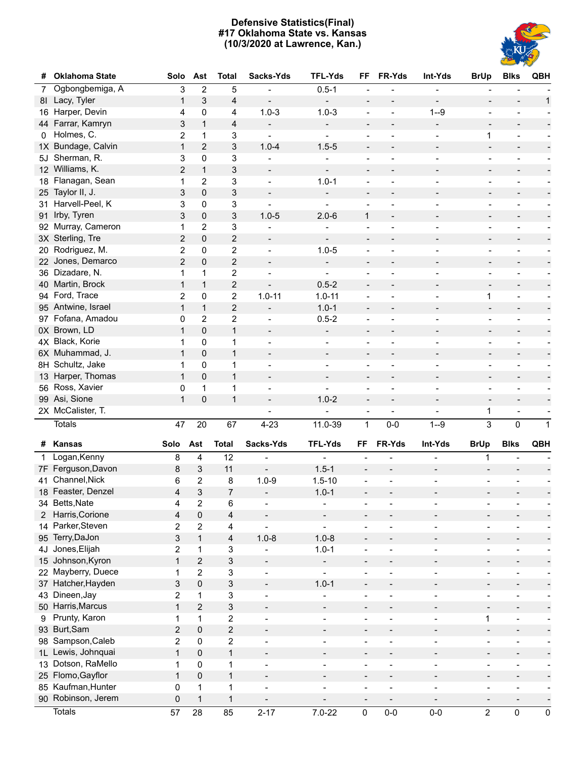# Defensive Statistics(Final)
## #17 Oklahoma State vs. Kansas
## (10/3/2020 at Lawrence, Kan.)

| # | Oklahoma State | Solo | Ast | Total | Sacks-Yds | TFL-Yds | FF | FR-Yds | Int-Yds | BrUp | Blks | QBH |
|---|---|---|---|---|---|---|---|---|---|---|---|---|
| 7 | Ogbongbemiga, A | 3 | 2 | 5 | - | 0.5-1 | - | - | - | - | - | - |
| 8I | Lacy, Tyler | 1 | 3 | 4 | - | - | - | - | - | - | - | 1 |
| 16 | Harper, Devin | 4 | 0 | 4 | 1.0-3 | 1.0-3 | - | - | 1--9 | - | - | - |
| 44 | Farrar, Kamryn | 3 | 1 | 4 | - | - | - | - | - | - | - | - |
| 0 | Holmes, C. | 2 | 1 | 3 | - | - | - | - | - | 1 | - | - |
| 1X | Bundage, Calvin | 1 | 2 | 3 | 1.0-4 | 1.5-5 | - | - | - | - | - | - |
| 5J | Sherman, R. | 3 | 0 | 3 | - | - | - | - | - | - | - | - |
| 12 | Williams, K. | 2 | 1 | 3 | - | - | - | - | - | - | - | - |
| 18 | Flanagan, Sean | 1 | 2 | 3 | - | 1.0-1 | - | - | - | - | - | - |
| 25 | Taylor II, J. | 3 | 0 | 3 | - | - | - | - | - | - | - | - |
| 31 | Harvell-Peel, K | 3 | 0 | 3 | - | - | - | - | - | - | - | - |
| 91 | Irby, Tyren | 3 | 0 | 3 | 1.0-5 | 2.0-6 | 1 | - | - | - | - | - |
| 92 | Murray, Cameron | 1 | 2 | 3 | - | - | - | - | - | - | - | - |
| 3X | Sterling, Tre | 2 | 0 | 2 | - | - | - | - | - | - | - | - |
| 20 | Rodriguez, M. | 2 | 0 | 2 | - | 1.0-5 | - | - | - | - | - | - |
| 22 | Jones, Demarco | 2 | 0 | 2 | - | - | - | - | - | - | - | - |
| 36 | Dizadare, N. | 1 | 1 | 2 | - | - | - | - | - | - | - | - |
| 40 | Martin, Brock | 1 | 1 | 2 | - | 0.5-2 | - | - | - | - | - | - |
| 94 | Ford, Trace | 2 | 0 | 2 | 1.0-11 | 1.0-11 | - | - | - | 1 | - | - |
| 95 | Antwine, Israel | 1 | 1 | 2 | - | 1.0-1 | - | - | - | - | - | - |
| 97 | Fofana, Amadou | 0 | 2 | 2 | - | 0.5-2 | - | - | - | - | - | - |
| 0X | Brown, LD | 1 | 0 | 1 | - | - | - | - | - | - | - | - |
| 4X | Black, Korie | 1 | 0 | 1 | - | - | - | - | - | - | - | - |
| 6X | Muhammad, J. | 1 | 0 | 1 | - | - | - | - | - | - | - | - |
| 8H | Schultz, Jake | 1 | 0 | 1 | - | - | - | - | - | - | - | - |
| 13 | Harper, Thomas | 1 | 0 | 1 | - | - | - | - | - | - | - | - |
| 56 | Ross, Xavier | 0 | 1 | 1 | - | - | - | - | - | - | - | - |
| 99 | Asi, Sione | 1 | 0 | 1 | - | 1.0-2 | - | - | - | - | - | - |
| 2X | McCalister, T. | | | | - | - | - | - | - | 1 | - | - |
| | Totals | 47 | 20 | 67 | 4-23 | 11.0-39 | 1 | 0-0 | 1--9 | 3 | 0 | 1 |

| # | Kansas | Solo | Ast | Total | Sacks-Yds | TFL-Yds | FF | FR-Yds | Int-Yds | BrUp | Blks | QBH |
|---|---|---|---|---|---|---|---|---|---|---|---|---|
| 1 | Logan,Kenny | 8 | 4 | 12 | - | - | - | - | - | 1 | - | - |
| 7F | Ferguson,Davon | 8 | 3 | 11 | - | 1.5-1 | - | - | - | - | - | - |
| 41 | Channel,Nick | 6 | 2 | 8 | 1.0-9 | 1.5-10 | - | - | - | - | - | - |
| 18 | Feaster, Denzel | 4 | 3 | 7 | - | 1.0-1 | - | - | - | - | - | - |
| 34 | Betts,Nate | 4 | 2 | 6 | - | - | - | - | - | - | - | - |
| 2 | Harris,Corione | 4 | 0 | 4 | - | - | - | - | - | - | - | - |
| 14 | Parker,Steven | 2 | 2 | 4 | - | - | - | - | - | - | - | - |
| 95 | Terry,DaJon | 3 | 1 | 4 | 1.0-8 | 1.0-8 | - | - | - | - | - | - |
| 4J | Jones,Elijah | 2 | 1 | 3 | - | 1.0-1 | - | - | - | - | - | - |
| 15 | Johnson,Kyron | 1 | 2 | 3 | - | - | - | - | - | - | - | - |
| 22 | Mayberry, Duece | 1 | 2 | 3 | - | - | - | - | - | - | - | - |
| 37 | Hatcher,Hayden | 3 | 0 | 3 | - | 1.0-1 | - | - | - | - | - | - |
| 43 | Dineen,Jay | 2 | 1 | 3 | - | - | - | - | - | - | - | - |
| 50 | Harris,Marcus | 1 | 2 | 3 | - | - | - | - | - | - | - | - |
| 9 | Prunty, Karon | 1 | 1 | 2 | - | - | - | - | - | 1 | - | - |
| 93 | Burt,Sam | 2 | 0 | 2 | - | - | - | - | - | - | - | - |
| 98 | Sampson,Caleb | 2 | 0 | 2 | - | - | - | - | - | - | - | - |
| 1L | Lewis, Johnquai | 1 | 0 | 1 | - | - | - | - | - | - | - | - |
| 13 | Dotson, RaMello | 1 | 0 | 1 | - | - | - | - | - | - | - | - |
| 25 | Flomo,Gayflor | 1 | 0 | 1 | - | - | - | - | - | - | - | - |
| 85 | Kaufman,Hunter | 0 | 1 | 1 | - | - | - | - | - | - | - | - |
| 90 | Robinson, Jerem | 0 | 1 | 1 | - | - | - | - | - | - | - | - |
| | Totals | 57 | 28 | 85 | 2-17 | 7.0-22 | 0 | 0-0 | 0-0 | 2 | 0 | 0 |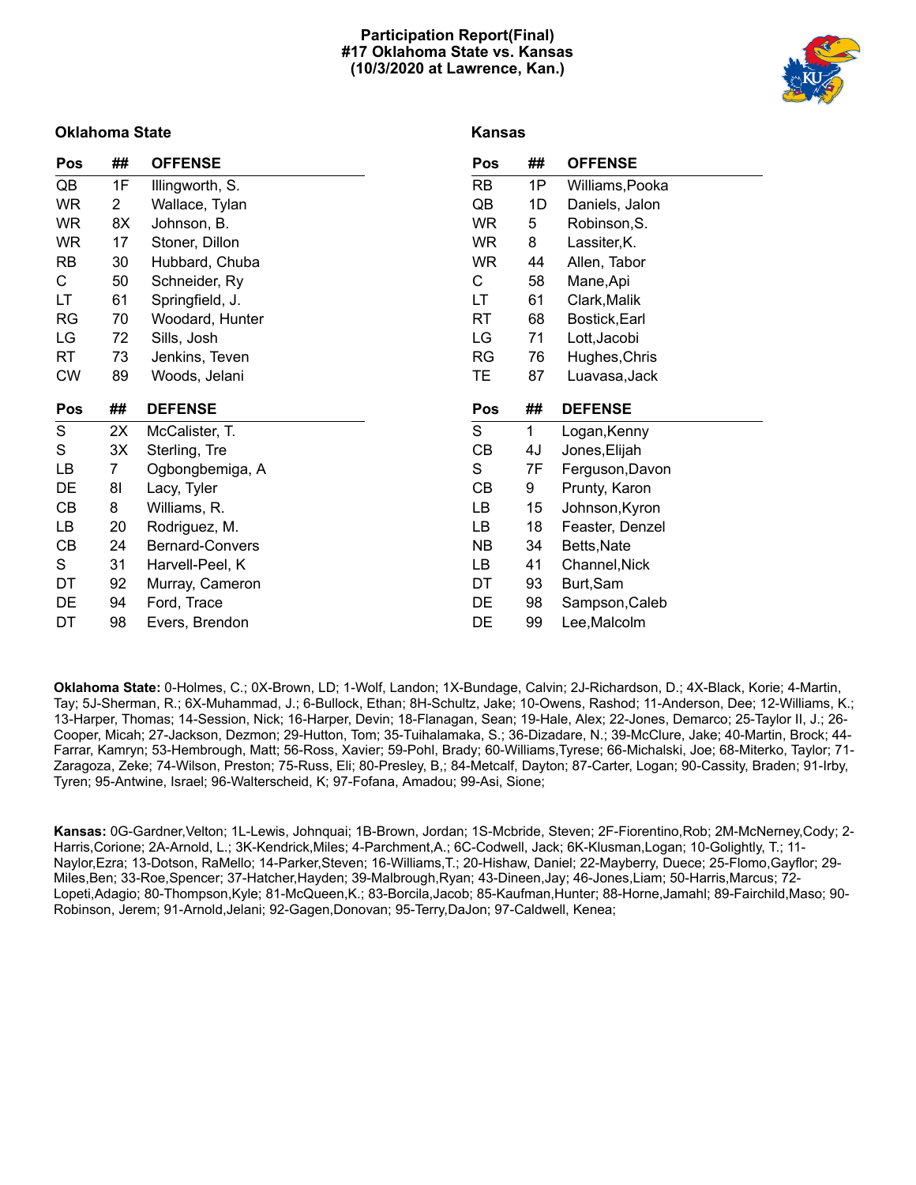**Participation Report(Final)**
**#17 Oklahoma State vs. Kansas**
**(10/3/2020 at Lawrence, Kan.)**

## Oklahoma State

| Pos | ## | OFFENSE |
|---|---|---|
| QB | 1F | Illingworth, S. |
| WR | 2 | Wallace, Tylan |
| WR | 8X | Johnson, B. |
| WR | 17 | Stoner, Dillon |
| RB | 30 | Hubbard, Chuba |
| C | 50 | Schneider, Ry |
| LT | 61 | Springfield, J. |
| RG | 70 | Woodard, Hunter |
| LG | 72 | Sills, Josh |
| RT | 73 | Jenkins, Teven |
| CW | 89 | Woods, Jelani |

| Pos | ## | DEFENSE |
|---|---|---|
| S | 2X | McCalister, T. |
| S | 3X | Sterling, Tre |
| LB | 7 | Ogbongbemiga, A |
| DE | 8I | Lacy, Tyler |
| CB | 8 | Williams, R. |
| LB | 20 | Rodriguez, M. |
| CB | 24 | Bernard-Convers |
| S | 31 | Harvell-Peel, K |
| DT | 92 | Murray, Cameron |
| DE | 94 | Ford, Trace |
| DT | 98 | Evers, Brendon |

## Kansas

| Pos | ## | OFFENSE |
|---|---|---|
| RB | 1P | Williams,Pooka |
| QB | 1D | Daniels, Jalon |
| WR | 5 | Robinson,S. |
| WR | 8 | Lassiter,K. |
| WR | 44 | Allen, Tabor |
| C | 58 | Mane,Api |
| LT | 61 | Clark,Malik |
| RT | 68 | Bostick,Earl |
| LG | 71 | Lott,Jacobi |
| RG | 76 | Hughes,Chris |
| TE | 87 | Luavasa,Jack |

| Pos | ## | DEFENSE |
|---|---|---|
| S | 1 | Logan,Kenny |
| CB | 4J | Jones,Elijah |
| S | 7F | Ferguson,Davon |
| CB | 9 | Prunty, Karon |
| LB | 15 | Johnson,Kyron |
| LB | 18 | Feaster, Denzel |
| NB | 34 | Betts,Nate |
| LB | 41 | Channel,Nick |
| DT | 93 | Burt,Sam |
| DE | 98 | Sampson,Caleb |
| DE | 99 | Lee,Malcolm |

**Oklahoma State:** 0-Holmes, C.; 0X-Brown, LD; 1-Wolf, Landon; 1X-Bundage, Calvin; 2J-Richardson, D.; 4X-Black, Korie; 4-Martin, Tay; 5J-Sherman, R.; 6X-Muhammad, J.; 6-Bullock, Ethan; 8H-Schultz, Jake; 10-Owens, Rashod; 11-Anderson, Dee; 12-Williams, K.; 13-Harper, Thomas; 14-Session, Nick; 16-Harper, Devin; 18-Flanagan, Sean; 19-Hale, Alex; 22-Jones, Demarco; 25-Taylor II, J.; 26-Cooper, Micah; 27-Jackson, Dezmon; 29-Hutton, Tom; 35-Tuihalamaka, S.; 36-Dizadare, N.; 39-McClure, Jake; 40-Martin, Brock; 44-Farrar, Kamryn; 53-Hembrough, Matt; 56-Ross, Xavier; 59-Pohl, Brady; 60-Williams,Tyrese; 66-Michalski, Joe; 68-Miterko, Taylor; 71-Zaragoza, Zeke; 74-Wilson, Preston; 75-Russ, Eli; 80-Presley, B,; 84-Metcalf, Dayton; 87-Carter, Logan; 90-Cassity, Braden; 91-Irby, Tyren; 95-Antwine, Israel; 96-Walterscheid, K; 97-Fofana, Amadou; 99-Asi, Sione;

**Kansas:** 0G-Gardner,Velton; 1L-Lewis, Johnquai; 1B-Brown, Jordan; 1S-Mcbride, Steven; 2F-Fiorentino,Rob; 2M-McNerney,Cody; 2-Harris,Corione; 2A-Arnold, L.; 3K-Kendrick,Miles; 4-Parchment,A.; 6C-Codwell, Jack; 6K-Klusman,Logan; 10-Golightly, T.; 11-Naylor,Ezra; 13-Dotson, RaMello; 14-Parker,Steven; 16-Williams,T.; 20-Hishaw, Daniel; 22-Mayberry, Duece; 25-Flomo,Gayflor; 29-Miles,Ben; 33-Roe,Spencer; 37-Hatcher,Hayden; 39-Malbrough,Ryan; 43-Dineen,Jay; 46-Jones,Liam; 50-Harris,Marcus; 72-Lopeti,Adagio; 80-Thompson,Kyle; 81-McQueen,K.; 83-Borcila,Jacob; 85-Kaufman,Hunter; 88-Horne,Jamahl; 89-Fairchild,Maso; 90-Robinson, Jerem; 91-Arnold,Jelani; 92-Gagen,Donovan; 95-Terry,DaJon; 97-Caldwell, Kenea;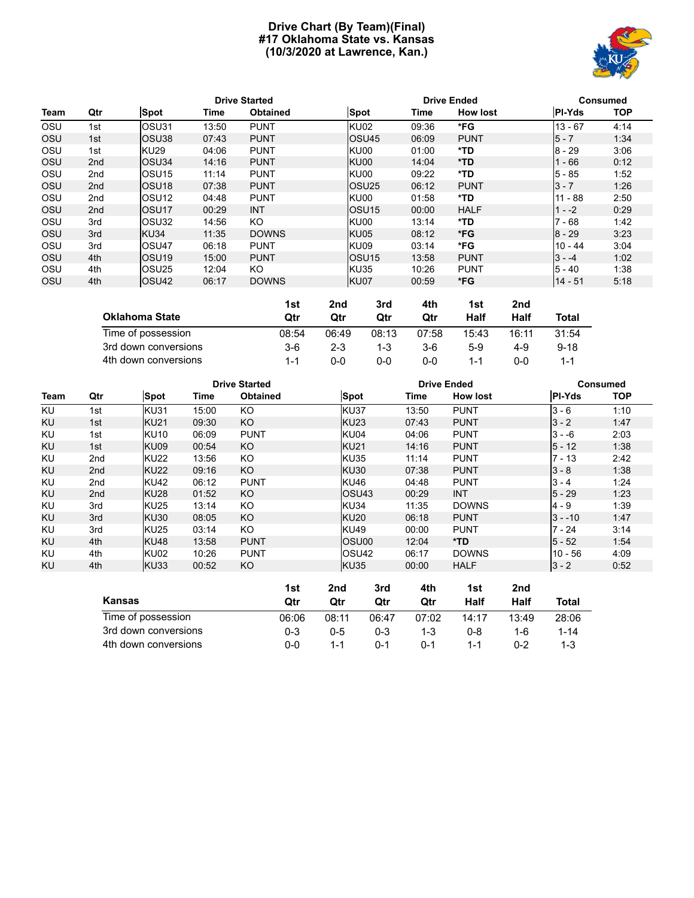# Drive Chart (By Team)(Final)
## #17 Oklahoma State vs. Kansas
## (10/3/2020 at Lawrence, Kan.)

| | | Drive Started | | | Drive Ended | | | Consumed | |
|---|---|---|---|---|---|---|---|---|---|
| Team | Qtr | Spot | Time | Obtained | Spot | Time | How lost | Pl-Yds | TOP |
| OSU | 1st | OSU31 | 13:50 | PUNT | KU02 | 09:36 | *FG | 13 - 67 | 4:14 |
| OSU | 1st | OSU38 | 07:43 | PUNT | OSU45 | 06:09 | PUNT | 5 - 7 | 1:34 |
| OSU | 1st | KU29 | 04:06 | PUNT | KU00 | 01:00 | *TD | 8 - 29 | 3:06 |
| OSU | 2nd | OSU34 | 14:16 | PUNT | KU00 | 14:04 | *TD | 1 - 66 | 0:12 |
| OSU | 2nd | OSU15 | 11:14 | PUNT | KU00 | 09:22 | *TD | 5 - 85 | 1:52 |
| OSU | 2nd | OSU18 | 07:38 | PUNT | OSU25 | 06:12 | PUNT | 3 - 7 | 1:26 |
| OSU | 2nd | OSU12 | 04:48 | PUNT | KU00 | 01:58 | *TD | 11 - 88 | 2:50 |
| OSU | 2nd | OSU17 | 00:29 | INT | OSU15 | 00:00 | HALF | 1 - -2 | 0:29 |
| OSU | 3rd | OSU32 | 14:56 | KO | KU00 | 13:14 | *TD | 7 - 68 | 1:42 |
| OSU | 3rd | KU34 | 11:35 | DOWNS | KU05 | 08:12 | *FG | 8 - 29 | 3:23 |
| OSU | 3rd | OSU47 | 06:18 | PUNT | KU09 | 03:14 | *FG | 10 - 44 | 3:04 |
| OSU | 4th | OSU19 | 15:00 | PUNT | OSU15 | 13:58 | PUNT | 3 - -4 | 1:02 |
| OSU | 4th | OSU25 | 12:04 | KO | KU35 | 10:26 | PUNT | 5 - 40 | 1:38 |
| OSU | 4th | OSU42 | 06:17 | DOWNS | KU07 | 00:59 | *FG | 14 - 51 | 5:18 |

| Oklahoma State | 1st Qtr | 2nd Qtr | 3rd Qtr | 4th Qtr | 1st Half | 2nd Half | Total |
|---|---|---|---|---|---|---|---|
| Time of possession | 08:54 | 06:49 | 08:13 | 07:58 | 15:43 | 16:11 | 31:54 |
| 3rd down conversions | 3-6 | 2-3 | 1-3 | 3-6 | 5-9 | 4-9 | 9-18 |
| 4th down conversions | 1-1 | 0-0 | 0-0 | 0-0 | 1-1 | 0-0 | 1-1 |

| | | Drive Started | | | Drive Ended | | | Consumed | |
|---|---|---|---|---|---|---|---|---|---|
| Team | Qtr | Spot | Time | Obtained | Spot | Time | How lost | Pl-Yds | TOP |
| KU | 1st | KU31 | 15:00 | KO | KU37 | 13:50 | PUNT | 3 - 6 | 1:10 |
| KU | 1st | KU21 | 09:30 | KO | KU23 | 07:43 | PUNT | 3 - 2 | 1:47 |
| KU | 1st | KU10 | 06:09 | PUNT | KU04 | 04:06 | PUNT | 3 - -6 | 2:03 |
| KU | 1st | KU09 | 00:54 | KO | KU21 | 14:16 | PUNT | 5 - 12 | 1:38 |
| KU | 2nd | KU22 | 13:56 | KO | KU35 | 11:14 | PUNT | 7 - 13 | 2:42 |
| KU | 2nd | KU22 | 09:16 | KO | KU30 | 07:38 | PUNT | 3 - 8 | 1:38 |
| KU | 2nd | KU42 | 06:12 | PUNT | KU46 | 04:48 | PUNT | 3 - 4 | 1:24 |
| KU | 2nd | KU28 | 01:52 | KO | OSU43 | 00:29 | INT | 5 - 29 | 1:23 |
| KU | 3rd | KU25 | 13:14 | KO | KU34 | 11:35 | DOWNS | 4 - 9 | 1:39 |
| KU | 3rd | KU30 | 08:05 | KO | KU20 | 06:18 | PUNT | 3 - -10 | 1:47 |
| KU | 3rd | KU25 | 03:14 | KO | KU49 | 00:00 | PUNT | 7 - 24 | 3:14 |
| KU | 4th | KU48 | 13:58 | PUNT | OSU00 | 12:04 | *TD | 5 - 52 | 1:54 |
| KU | 4th | KU02 | 10:26 | PUNT | OSU42 | 06:17 | DOWNS | 10 - 56 | 4:09 |
| KU | 4th | KU33 | 00:52 | KO | KU35 | 00:00 | HALF | 3 - 2 | 0:52 |

| Kansas | 1st Qtr | 2nd Qtr | 3rd Qtr | 4th Qtr | 1st Half | 2nd Half | Total |
|---|---|---|---|---|---|---|---|
| Time of possession | 06:06 | 08:11 | 06:47 | 07:02 | 14:17 | 13:49 | 28:06 |
| 3rd down conversions | 0-3 | 0-5 | 0-3 | 1-3 | 0-8 | 1-6 | 1-14 |
| 4th down conversions | 0-0 | 1-1 | 0-1 | 0-1 | 1-1 | 0-2 | 1-3 |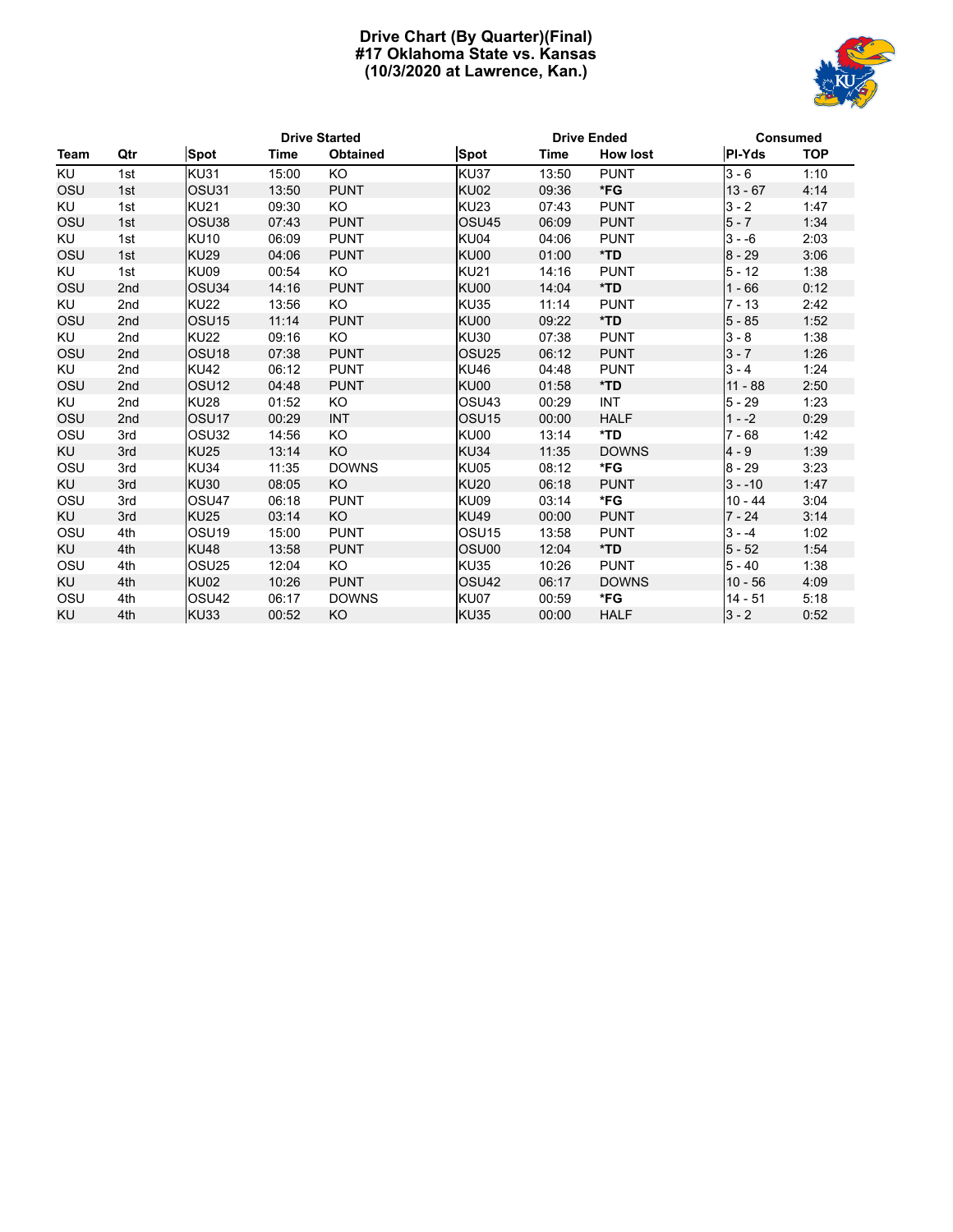# Drive Chart (By Quarter)(Final)
## #17 Oklahoma State vs. Kansas
## (10/3/2020 at Lawrence, Kan.)

| | | Drive Started | | | Drive Ended | | | Consumed | |
|---|---|---|---|---|---|---|---|---|---|
| **Team** | **Qtr** | **Spot** | **Time** | **Obtained** | **Spot** | **Time** | **How lost** | **Pl-Yds** | **TOP** |
| KU | 1st | KU31 | 15:00 | KO | KU37 | 13:50 | PUNT | 3 - 6 | 1:10 |
| OSU | 1st | OSU31 | 13:50 | PUNT | KU02 | 09:36 | *FG | 13 - 67 | 4:14 |
| KU | 1st | KU21 | 09:30 | KO | KU23 | 07:43 | PUNT | 3 - 2 | 1:47 |
| OSU | 1st | OSU38 | 07:43 | PUNT | OSU45 | 06:09 | PUNT | 5 - 7 | 1:34 |
| KU | 1st | KU10 | 06:09 | PUNT | KU04 | 04:06 | PUNT | 3 - -6 | 2:03 |
| OSU | 1st | KU29 | 04:06 | PUNT | KU00 | 01:00 | *TD | 8 - 29 | 3:06 |
| KU | 1st | KU09 | 00:54 | KO | KU21 | 14:16 | PUNT | 5 - 12 | 1:38 |
| OSU | 2nd | OSU34 | 14:16 | PUNT | KU00 | 14:04 | *TD | 1 - 66 | 0:12 |
| KU | 2nd | KU22 | 13:56 | KO | KU35 | 11:14 | PUNT | 7 - 13 | 2:42 |
| OSU | 2nd | OSU15 | 11:14 | PUNT | KU00 | 09:22 | *TD | 5 - 85 | 1:52 |
| KU | 2nd | KU22 | 09:16 | KO | KU30 | 07:38 | PUNT | 3 - 8 | 1:38 |
| OSU | 2nd | OSU18 | 07:38 | PUNT | OSU25 | 06:12 | PUNT | 3 - 7 | 1:26 |
| KU | 2nd | KU42 | 06:12 | PUNT | KU46 | 04:48 | PUNT | 3 - 4 | 1:24 |
| OSU | 2nd | OSU12 | 04:48 | PUNT | KU00 | 01:58 | *TD | 11 - 88 | 2:50 |
| KU | 2nd | KU28 | 01:52 | KO | OSU43 | 00:29 | INT | 5 - 29 | 1:23 |
| OSU | 2nd | OSU17 | 00:29 | INT | OSU15 | 00:00 | HALF | 1 - -2 | 0:29 |
| OSU | 3rd | OSU32 | 14:56 | KO | KU00 | 13:14 | *TD | 7 - 68 | 1:42 |
| KU | 3rd | KU25 | 13:14 | KO | KU34 | 11:35 | DOWNS | 4 - 9 | 1:39 |
| OSU | 3rd | KU34 | 11:35 | DOWNS | KU05 | 08:12 | *FG | 8 - 29 | 3:23 |
| KU | 3rd | KU30 | 08:05 | KO | KU20 | 06:18 | PUNT | 3 - -10 | 1:47 |
| OSU | 3rd | OSU47 | 06:18 | PUNT | KU09 | 03:14 | *FG | 10 - 44 | 3:04 |
| KU | 3rd | KU25 | 03:14 | KO | KU49 | 00:00 | PUNT | 7 - 24 | 3:14 |
| OSU | 4th | OSU19 | 15:00 | PUNT | OSU15 | 13:58 | PUNT | 3 - -4 | 1:02 |
| KU | 4th | KU48 | 13:58 | PUNT | OSU00 | 12:04 | *TD | 5 - 52 | 1:54 |
| OSU | 4th | OSU25 | 12:04 | KO | KU35 | 10:26 | PUNT | 5 - 40 | 1:38 |
| KU | 4th | KU02 | 10:26 | PUNT | OSU42 | 06:17 | DOWNS | 10 - 56 | 4:09 |
| OSU | 4th | OSU42 | 06:17 | DOWNS | KU07 | 00:59 | *FG | 14 - 51 | 5:18 |
| KU | 4th | KU33 | 00:52 | KO | KU35 | 00:00 | HALF | 3 - 2 | 0:52 |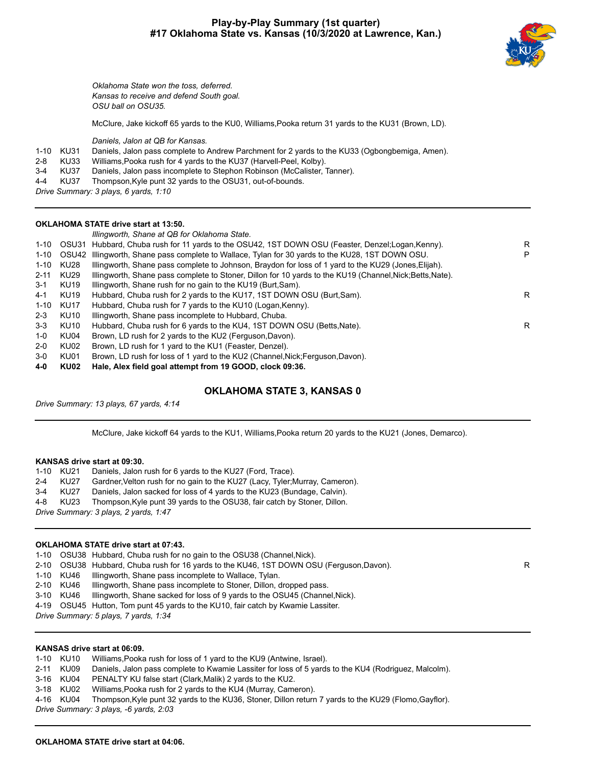# Play-by-Play Summary (1st quarter)
## #17 Oklahoma State vs. Kansas (10/3/2020 at Lawrence, Kan.)

*Oklahoma State won the toss, deferred.*
*Kansas to receive and defend South goal.*
*OSU ball on OSU35.*

McClure, Jake kickoff 65 yards to the KU0, Williams,Pooka return 31 yards to the KU31 (Brown, LD).

*Daniels, Jalon at QB for Kansas.*

| Down | Spot | Play | |
|---|---|---|---|
| 1-10 | KU31 | Daniels, Jalon pass complete to Andrew Parchment for 2 yards to the KU33 (Ogbongbemiga, Amen). | |
| 2-8 | KU33 | Williams,Pooka rush for 4 yards to the KU37 (Harvell-Peel, Kolby). | |
| 3-4 | KU37 | Daniels, Jalon pass incomplete to Stephon Robinson (McCalister, Tanner). | |
| 4-4 | KU37 | Thompson,Kyle punt 32 yards to the OSU31, out-of-bounds. | |

*Drive Summary: 3 plays, 6 yards, 1:10*

---

**OKLAHOMA STATE drive start at 13:50.**

*Illingworth, Shane at QB for Oklahoma State.*

| Down | Spot | Play | |
|---|---|---|---|
| 1-10 | OSU31 | Hubbard, Chuba rush for 11 yards to the OSU42, 1ST DOWN OSU (Feaster, Denzel;Logan,Kenny). | R |
| 1-10 | OSU42 | Illingworth, Shane pass complete to Wallace, Tylan for 30 yards to the KU28, 1ST DOWN OSU. | P |
| 1-10 | KU28 | Illingworth, Shane pass complete to Johnson, Braydon for loss of 1 yard to the KU29 (Jones,Elijah). | |
| 2-11 | KU29 | Illingworth, Shane pass complete to Stoner, Dillon for 10 yards to the KU19 (Channel,Nick;Betts,Nate). | |
| 3-1 | KU19 | Illingworth, Shane rush for no gain to the KU19 (Burt,Sam). | |
| 4-1 | KU19 | Hubbard, Chuba rush for 2 yards to the KU17, 1ST DOWN OSU (Burt,Sam). | R |
| 1-10 | KU17 | Hubbard, Chuba rush for 7 yards to the KU10 (Logan,Kenny). | |
| 2-3 | KU10 | Illingworth, Shane pass incomplete to Hubbard, Chuba. | |
| 3-3 | KU10 | Hubbard, Chuba rush for 6 yards to the KU4, 1ST DOWN OSU (Betts,Nate). | R |
| 1-0 | KU04 | Brown, LD rush for 2 yards to the KU2 (Ferguson,Davon). | |
| 2-0 | KU02 | Brown, LD rush for 1 yard to the KU1 (Feaster, Denzel). | |
| 3-0 | KU01 | Brown, LD rush for loss of 1 yard to the KU2 (Channel,Nick;Ferguson,Davon). | |
| **4-0** | **KU02** | **Hale, Alex field goal attempt from 19 GOOD, clock 09:36.** | |

**OKLAHOMA STATE 3, KANSAS 0**

*Drive Summary: 13 plays, 67 yards, 4:14*

---

McClure, Jake kickoff 64 yards to the KU1, Williams,Pooka return 20 yards to the KU21 (Jones, Demarco).

**KANSAS drive start at 09:30.**

| Down | Spot | Play |
|---|---|---|
| 1-10 | KU21 | Daniels, Jalon rush for 6 yards to the KU27 (Ford, Trace). |
| 2-4 | KU27 | Gardner,Velton rush for no gain to the KU27 (Lacy, Tyler;Murray, Cameron). |
| 3-4 | KU27 | Daniels, Jalon sacked for loss of 4 yards to the KU23 (Bundage, Calvin). |
| 4-8 | KU23 | Thompson,Kyle punt 39 yards to the OSU38, fair catch by Stoner, Dillon. |

*Drive Summary: 3 plays, 2 yards, 1:47*

---

**OKLAHOMA STATE drive start at 07:43.**

| Down | Spot | Play | |
|---|---|---|---|
| 1-10 | OSU38 | Hubbard, Chuba rush for no gain to the OSU38 (Channel,Nick). | |
| 2-10 | OSU38 | Hubbard, Chuba rush for 16 yards to the KU46, 1ST DOWN OSU (Ferguson,Davon). | R |
| 1-10 | KU46 | Illingworth, Shane pass incomplete to Wallace, Tylan. | |
| 2-10 | KU46 | Illingworth, Shane pass incomplete to Stoner, Dillon, dropped pass. | |
| 3-10 | KU46 | Illingworth, Shane sacked for loss of 9 yards to the OSU45 (Channel,Nick). | |
| 4-19 | OSU45 | Hutton, Tom punt 45 yards to the KU10, fair catch by Kwamie Lassiter. | |

*Drive Summary: 5 plays, 7 yards, 1:34*

---

**KANSAS drive start at 06:09.**

| Down | Spot | Play |
|---|---|---|
| 1-10 | KU10 | Williams,Pooka rush for loss of 1 yard to the KU9 (Antwine, Israel). |
| 2-11 | KU09 | Daniels, Jalon pass complete to Kwamie Lassiter for loss of 5 yards to the KU4 (Rodriguez, Malcolm). |
| 3-16 | KU04 | PENALTY KU false start (Clark,Malik) 2 yards to the KU2. |
| 3-18 | KU02 | Williams,Pooka rush for 2 yards to the KU4 (Murray, Cameron). |
| 4-16 | KU04 | Thompson,Kyle punt 32 yards to the KU36, Stoner, Dillon return 7 yards to the KU29 (Flomo,Gayflor). |

*Drive Summary: 3 plays, -6 yards, 2:03*

---

**OKLAHOMA STATE drive start at 04:06.**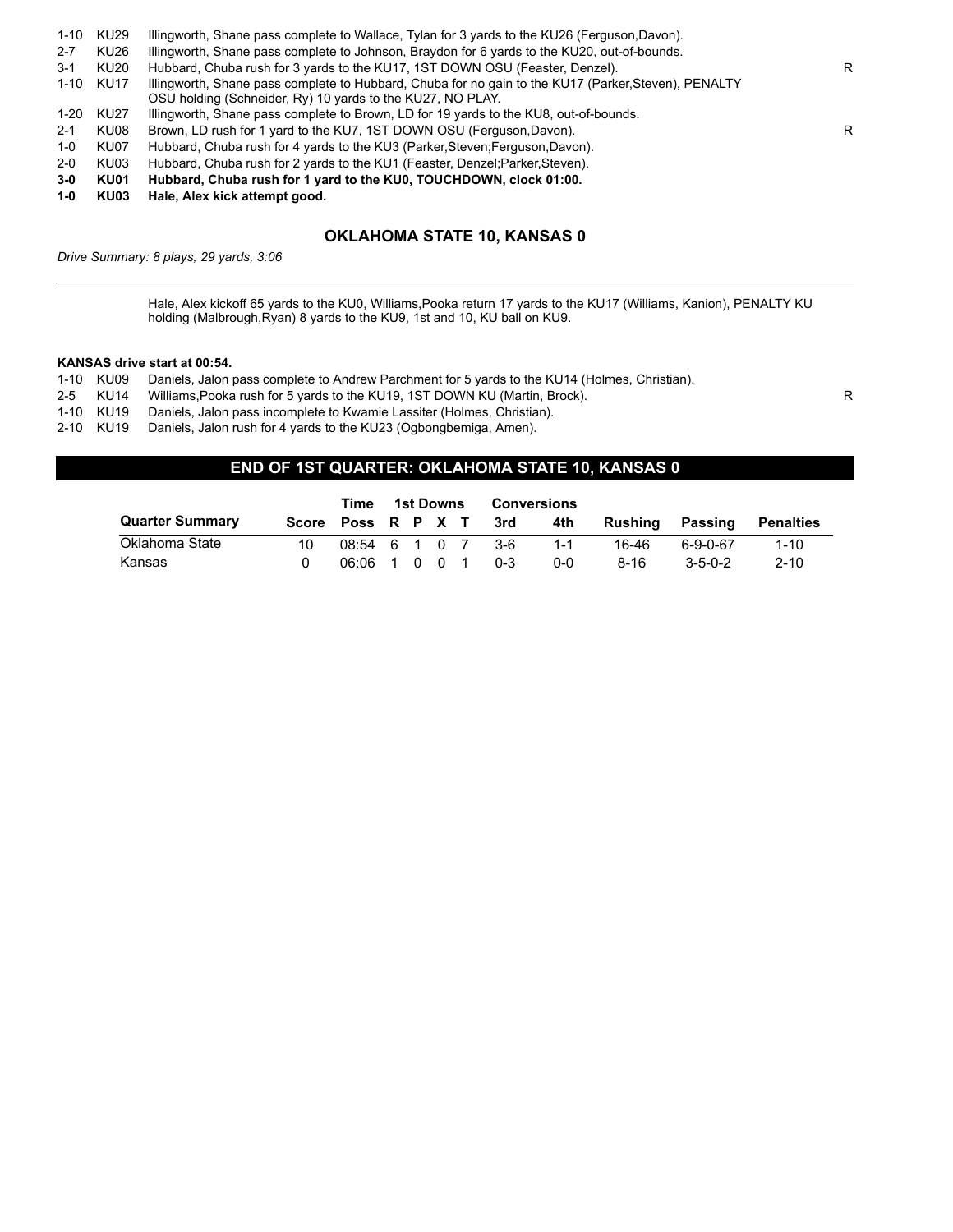| | | | |
|---|---|---|---|
| 1-10 | KU29 | Illingworth, Shane pass complete to Wallace, Tylan for 3 yards to the KU26 (Ferguson,Davon). | |
| 2-7 | KU26 | Illingworth, Shane pass complete to Johnson, Braydon for 6 yards to the KU20, out-of-bounds. | |
| 3-1 | KU20 | Hubbard, Chuba rush for 3 yards to the KU17, 1ST DOWN OSU (Feaster, Denzel). | R |
| 1-10 | KU17 | Illingworth, Shane pass complete to Hubbard, Chuba for no gain to the KU17 (Parker,Steven), PENALTY OSU holding (Schneider, Ry) 10 yards to the KU27, NO PLAY. | |
| 1-20 | KU27 | Illingworth, Shane pass complete to Brown, LD for 19 yards to the KU8, out-of-bounds. | |
| 2-1 | KU08 | Brown, LD rush for 1 yard to the KU7, 1ST DOWN OSU (Ferguson,Davon). | R |
| 1-0 | KU07 | Hubbard, Chuba rush for 4 yards to the KU3 (Parker,Steven;Ferguson,Davon). | |
| 2-0 | KU03 | Hubbard, Chuba rush for 2 yards to the KU1 (Feaster, Denzel;Parker,Steven). | |
| **3-0** | **KU01** | **Hubbard, Chuba rush for 1 yard to the KU0, TOUCHDOWN, clock 01:00.** | |
| **1-0** | **KU03** | **Hale, Alex kick attempt good.** | |

## OKLAHOMA STATE 10, KANSAS 0

*Drive Summary: 8 plays, 29 yards, 3:06*

---

Hale, Alex kickoff 65 yards to the KU0, Williams,Pooka return 17 yards to the KU17 (Williams, Kanion), PENALTY KU holding (Malbrough,Ryan) 8 yards to the KU9, 1st and 10, KU ball on KU9.

**KANSAS drive start at 00:54.**

| | | | |
|---|---|---|---|
| 1-10 | KU09 | Daniels, Jalon pass complete to Andrew Parchment for 5 yards to the KU14 (Holmes, Christian). | |
| 2-5 | KU14 | Williams,Pooka rush for 5 yards to the KU19, 1ST DOWN KU (Martin, Brock). | R |
| 1-10 | KU19 | Daniels, Jalon pass incomplete to Kwamie Lassiter (Holmes, Christian). | |
| 2-10 | KU19 | Daniels, Jalon rush for 4 yards to the KU23 (Ogbongbemiga, Amen). | |

## END OF 1ST QUARTER: OKLAHOMA STATE 10, KANSAS 0

| | | Time | 1st Downs | | | | Conversions | | | | |
|---|---|---|---|---|---|---|---|---|---|---|---|
| **Quarter Summary** | **Score** | **Poss** | **R** | **P** | **X** | **T** | **3rd** | **4th** | **Rushing** | **Passing** | **Penalties** |
| Oklahoma State | 10 | 08:54 | 6 | 1 | 0 | 7 | 3-6 | 1-1 | 16-46 | 6-9-0-67 | 1-10 |
| Kansas | 0 | 06:06 | 1 | 0 | 0 | 1 | 0-3 | 0-0 | 8-16 | 3-5-0-2 | 2-10 |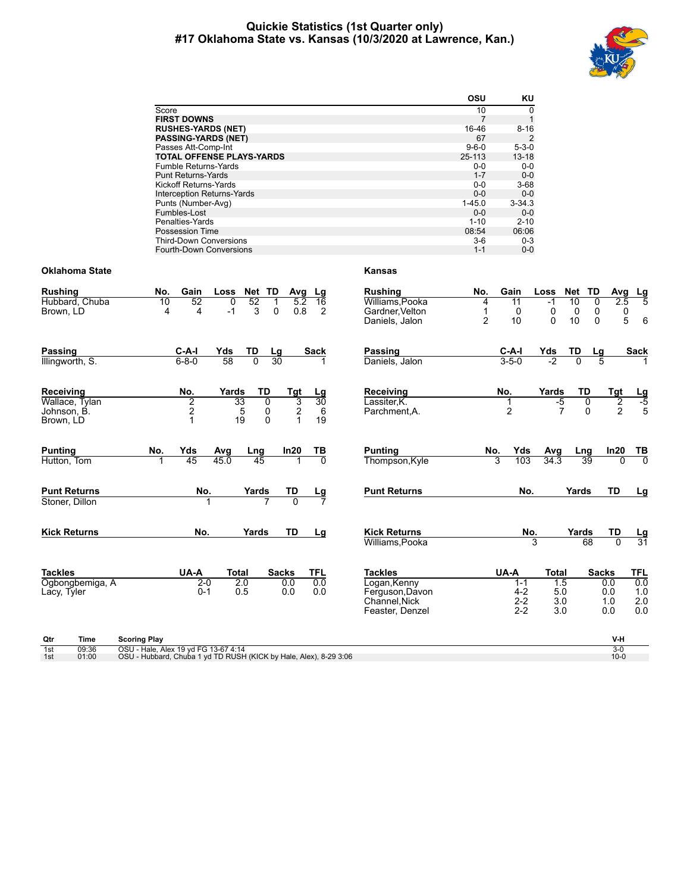# Quickie Statistics (1st Quarter only)
## #17 Oklahoma State vs. Kansas (10/3/2020 at Lawrence, Kan.)

| | OSU | KU |
|---|---|---|
| Score | 10 | 0 |
| **FIRST DOWNS** | 7 | 1 |
| **RUSHES-YARDS (NET)** | 16-46 | 8-16 |
| **PASSING-YARDS (NET)** | 67 | 2 |
| Passes Att-Comp-Int | 9-6-0 | 5-3-0 |
| **TOTAL OFFENSE PLAYS-YARDS** | 25-113 | 13-18 |
| Fumble Returns-Yards | 0-0 | 0-0 |
| Punt Returns-Yards | 1-7 | 0-0 |
| Kickoff Returns-Yards | 0-0 | 3-68 |
| Interception Returns-Yards | 0-0 | 0-0 |
| Punts (Number-Avg) | 1-45.0 | 3-34.3 |
| Fumbles-Lost | 0-0 | 0-0 |
| Penalties-Yards | 1-10 | 2-10 |
| Possession Time | 08:54 | 06:06 |
| Third-Down Conversions | 3-6 | 0-3 |
| Fourth-Down Conversions | 1-1 | 0-0 |

### Oklahoma State

| Rushing | No. | Gain | Loss | Net | TD | Avg | Lg |
|---|---|---|---|---|---|---|---|
| Hubbard, Chuba | 10 | 52 | 0 | 52 | 1 | 5.2 | 16 |
| Brown, LD | 4 | 4 | -1 | 3 | 0 | 0.8 | 2 |

| Passing | C-A-I | Yds | TD | Lg | Sack |
|---|---|---|---|---|---|
| Illingworth, S. | 6-8-0 | 58 | 0 | 30 | 1 |

| Receiving | No. | Yards | TD | Tgt | Lg |
|---|---|---|---|---|---|
| Wallace, Tylan | 2 | 33 | 0 | 3 | 30 |
| Johnson, B. | 2 | 5 | 0 | 2 | 6 |
| Brown, LD | 1 | 19 | 0 | 1 | 19 |

| Punting | No. | Yds | Avg | Lng | In20 | TB |
|---|---|---|---|---|---|---|
| Hutton, Tom | 1 | 45 | 45.0 | 45 | 1 | 0 |

| Punt Returns | No. | Yards | TD | Lg |
|---|---|---|---|---|
| Stoner, Dillon | 1 | 7 | 0 | 7 |

| Kick Returns | No. | Yards | TD | Lg |
|---|---|---|---|---|

| Tackles | UA-A | Total | Sacks | TFL |
|---|---|---|---|---|
| Ogbongbemiga, A | 2-0 | 2.0 | 0.0 | 0.0 |
| Lacy, Tyler | 0-1 | 0.5 | 0.0 | 0.0 |

### Kansas

| Rushing | No. | Gain | Loss | Net | TD | Avg | Lg |
|---|---|---|---|---|---|---|---|
| Williams,Pooka | 4 | 11 | -1 | 10 | 0 | 2.5 | 5 |
| Gardner,Velton | 1 | 0 | 0 | 0 | 0 | 0 | |
| Daniels, Jalon | 2 | 10 | 0 | 10 | 0 | 5 | 6 |

| Passing | C-A-I | Yds | TD | Lg | Sack |
|---|---|---|---|---|---|
| Daniels, Jalon | 3-5-0 | -2 | 0 | 5 | 1 |

| Receiving | No. | Yards | TD | Tgt | Lg |
|---|---|---|---|---|---|
| Lassiter,K. | 1 | -5 | 0 | 2 | -5 |
| Parchment,A. | 2 | 7 | 0 | 2 | 5 |

| Punting | No. | Yds | Avg | Lng | In20 | TB |
|---|---|---|---|---|---|---|
| Thompson,Kyle | 3 | 103 | 34.3 | 39 | 0 | 0 |

| Punt Returns | No. | Yards | TD | Lg |
|---|---|---|---|---|

| Kick Returns | No. | Yards | TD | Lg |
|---|---|---|---|---|
| Williams,Pooka | 3 | 68 | 0 | 31 |

| Tackles | UA-A | Total | Sacks | TFL |
|---|---|---|---|---|
| Logan,Kenny | 1-1 | 1.5 | 0.0 | 0.0 |
| Ferguson,Davon | 4-2 | 5.0 | 0.0 | 1.0 |
| Channel,Nick | 2-2 | 3.0 | 1.0 | 2.0 |
| Feaster, Denzel | 2-2 | 3.0 | 0.0 | 0.0 |

| Qtr | Time | Scoring Play | V-H |
|---|---|---|---|
| 1st | 09:36 | OSU - Hale, Alex 19 yd FG 13-67 4:14 | 3-0 |
| 1st | 01:00 | OSU - Hubbard, Chuba 1 yd TD RUSH (KICK by Hale, Alex), 8-29 3:06 | 10-0 |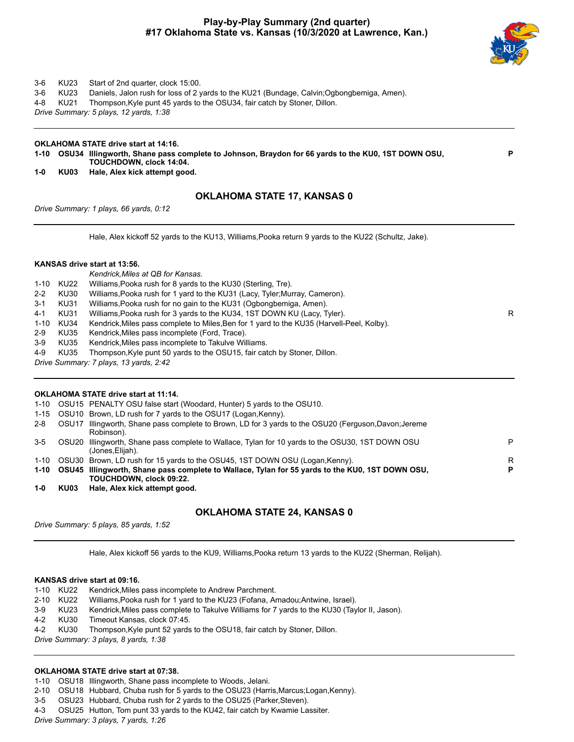# Play-by-Play Summary (2nd quarter)
## #17 Oklahoma State vs. Kansas (10/3/2020 at Lawrence, Kan.)

| | | | |
|---|---|---|---|
| 3-6 | KU23 | Start of 2nd quarter, clock 15:00. | |
| 3-6 | KU23 | Daniels, Jalon rush for loss of 2 yards to the KU21 (Bundage, Calvin;Ogbongbemiga, Amen). | |
| 4-8 | KU21 | Thompson,Kyle punt 45 yards to the OSU34, fair catch by Stoner, Dillon. | |

*Drive Summary: 5 plays, 12 yards, 1:38*

---

**OKLAHOMA STATE drive start at 14:16.**

| | | | |
|---|---|---|---|
| **1-10** | **OSU34** | **Illingworth, Shane pass complete to Johnson, Braydon for 66 yards to the KU0, 1ST DOWN OSU, TOUCHDOWN, clock 14:04.** | **P** |
| **1-0** | **KU03** | **Hale, Alex kick attempt good.** | |

### OKLAHOMA STATE 17, KANSAS 0

*Drive Summary: 1 plays, 66 yards, 0:12*

---

Hale, Alex kickoff 52 yards to the KU13, Williams,Pooka return 9 yards to the KU22 (Schultz, Jake).

**KANSAS drive start at 13:56.**

*Kendrick,Miles at QB for Kansas.*

| | | | |
|---|---|---|---|
| 1-10 | KU22 | Williams,Pooka rush for 8 yards to the KU30 (Sterling, Tre). | |
| 2-2 | KU30 | Williams,Pooka rush for 1 yard to the KU31 (Lacy, Tyler;Murray, Cameron). | |
| 3-1 | KU31 | Williams,Pooka rush for no gain to the KU31 (Ogbongbemiga, Amen). | |
| 4-1 | KU31 | Williams,Pooka rush for 3 yards to the KU34, 1ST DOWN KU (Lacy, Tyler). | R |
| 1-10 | KU34 | Kendrick,Miles pass complete to Miles,Ben for 1 yard to the KU35 (Harvell-Peel, Kolby). | |
| 2-9 | KU35 | Kendrick,Miles pass incomplete (Ford, Trace). | |
| 3-9 | KU35 | Kendrick,Miles pass incomplete to Takulve Williams. | |
| 4-9 | KU35 | Thompson,Kyle punt 50 yards to the OSU15, fair catch by Stoner, Dillon. | |

*Drive Summary: 7 plays, 13 yards, 2:42*

---

**OKLAHOMA STATE drive start at 11:14.**

| | | | |
|---|---|---|---|
| 1-10 | OSU15 | PENALTY OSU false start (Woodard, Hunter) 5 yards to the OSU10. | |
| 1-15 | OSU10 | Brown, LD rush for 7 yards to the OSU17 (Logan,Kenny). | |
| 2-8 | OSU17 | Illingworth, Shane pass complete to Brown, LD for 3 yards to the OSU20 (Ferguson,Davon;Jereme Robinson). | |
| 3-5 | OSU20 | Illingworth, Shane pass complete to Wallace, Tylan for 10 yards to the OSU30, 1ST DOWN OSU (Jones,Elijah). | P |
| 1-10 | OSU30 | Brown, LD rush for 15 yards to the OSU45, 1ST DOWN OSU (Logan,Kenny). | R |
| **1-10** | **OSU45** | **Illingworth, Shane pass complete to Wallace, Tylan for 55 yards to the KU0, 1ST DOWN OSU, TOUCHDOWN, clock 09:22.** | **P** |
| **1-0** | **KU03** | **Hale, Alex kick attempt good.** | |

### OKLAHOMA STATE 24, KANSAS 0

*Drive Summary: 5 plays, 85 yards, 1:52*

---

Hale, Alex kickoff 56 yards to the KU9, Williams,Pooka return 13 yards to the KU22 (Sherman, Relijah).

**KANSAS drive start at 09:16.**

| | | | |
|---|---|---|---|
| 1-10 | KU22 | Kendrick,Miles pass incomplete to Andrew Parchment. | |
| 2-10 | KU22 | Williams,Pooka rush for 1 yard to the KU23 (Fofana, Amadou;Antwine, Israel). | |
| 3-9 | KU23 | Kendrick,Miles pass complete to Takulve Williams for 7 yards to the KU30 (Taylor II, Jason). | |
| 4-2 | KU30 | Timeout Kansas, clock 07:45. | |
| 4-2 | KU30 | Thompson,Kyle punt 52 yards to the OSU18, fair catch by Stoner, Dillon. | |

*Drive Summary: 3 plays, 8 yards, 1:38*

---

**OKLAHOMA STATE drive start at 07:38.**

| | | | |
|---|---|---|---|
| 1-10 | OSU18 | Illingworth, Shane pass incomplete to Woods, Jelani. | |
| 2-10 | OSU18 | Hubbard, Chuba rush for 5 yards to the OSU23 (Harris,Marcus;Logan,Kenny). | |
| 3-5 | OSU23 | Hubbard, Chuba rush for 2 yards to the OSU25 (Parker,Steven). | |
| 4-3 | OSU25 | Hutton, Tom punt 33 yards to the KU42, fair catch by Kwamie Lassiter. | |

*Drive Summary: 3 plays, 7 yards, 1:26*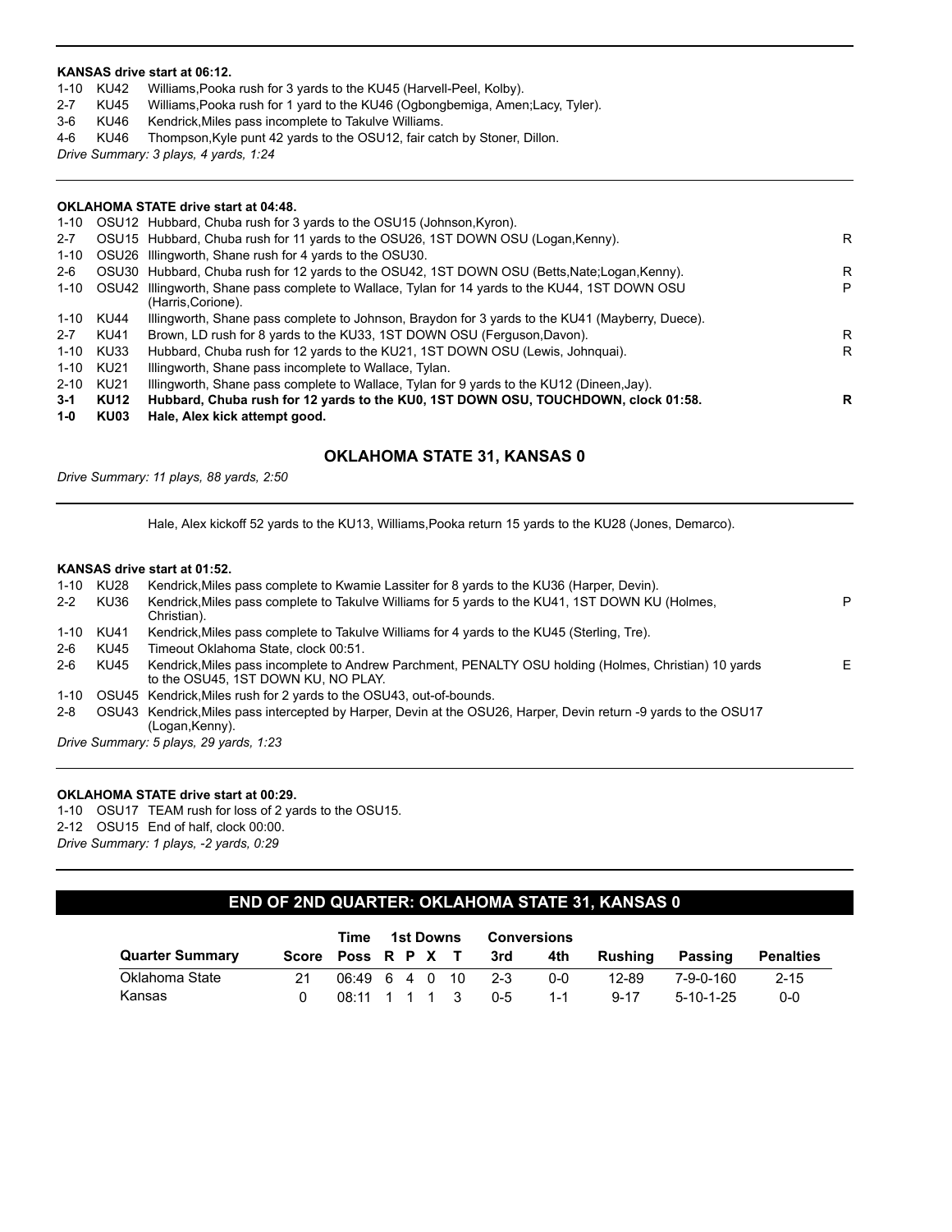**KANSAS drive start at 06:12.**

| | | | |
|---|---|---|---|
| 1-10 | KU42 | Williams,Pooka rush for 3 yards to the KU45 (Harvell-Peel, Kolby). | |
| 2-7 | KU45 | Williams,Pooka rush for 1 yard to the KU46 (Ogbongbemiga, Amen;Lacy, Tyler). | |
| 3-6 | KU46 | Kendrick,Miles pass incomplete to Takulve Williams. | |
| 4-6 | KU46 | Thompson,Kyle punt 42 yards to the OSU12, fair catch by Stoner, Dillon. | |

*Drive Summary: 3 plays, 4 yards, 1:24*

---

**OKLAHOMA STATE drive start at 04:48.**

| | | | |
|---|---|---|---|
| 1-10 | OSU12 | Hubbard, Chuba rush for 3 yards to the OSU15 (Johnson,Kyron). | |
| 2-7 | OSU15 | Hubbard, Chuba rush for 11 yards to the OSU26, 1ST DOWN OSU (Logan,Kenny). | R |
| 1-10 | OSU26 | Illingworth, Shane rush for 4 yards to the OSU30. | |
| 2-6 | OSU30 | Hubbard, Chuba rush for 12 yards to the OSU42, 1ST DOWN OSU (Betts,Nate;Logan,Kenny). | R |
| 1-10 | OSU42 | Illingworth, Shane pass complete to Wallace, Tylan for 14 yards to the KU44, 1ST DOWN OSU (Harris,Corione). | P |
| 1-10 | KU44 | Illingworth, Shane pass complete to Johnson, Braydon for 3 yards to the KU41 (Mayberry, Duece). | |
| 2-7 | KU41 | Brown, LD rush for 8 yards to the KU33, 1ST DOWN OSU (Ferguson,Davon). | R |
| 1-10 | KU33 | Hubbard, Chuba rush for 12 yards to the KU21, 1ST DOWN OSU (Lewis, Johnquai). | R |
| 1-10 | KU21 | Illingworth, Shane pass incomplete to Wallace, Tylan. | |
| 2-10 | KU21 | Illingworth, Shane pass complete to Wallace, Tylan for 9 yards to the KU12 (Dineen,Jay). | |
| **3-1** | **KU12** | **Hubbard, Chuba rush for 12 yards to the KU0, 1ST DOWN OSU, TOUCHDOWN, clock 01:58.** | **R** |
| **1-0** | **KU03** | **Hale, Alex kick attempt good.** | |

## OKLAHOMA STATE 31, KANSAS 0

*Drive Summary: 11 plays, 88 yards, 2:50*

---

Hale, Alex kickoff 52 yards to the KU13, Williams,Pooka return 15 yards to the KU28 (Jones, Demarco).

**KANSAS drive start at 01:52.**

| | | | |
|---|---|---|---|
| 1-10 | KU28 | Kendrick,Miles pass complete to Kwamie Lassiter for 8 yards to the KU36 (Harper, Devin). | |
| 2-2 | KU36 | Kendrick,Miles pass complete to Takulve Williams for 5 yards to the KU41, 1ST DOWN KU (Holmes, Christian). | P |
| 1-10 | KU41 | Kendrick,Miles pass complete to Takulve Williams for 4 yards to the KU45 (Sterling, Tre). | |
| 2-6 | KU45 | Timeout Oklahoma State, clock 00:51. | |
| 2-6 | KU45 | Kendrick,Miles pass incomplete to Andrew Parchment, PENALTY OSU holding (Holmes, Christian) 10 yards to the OSU45, 1ST DOWN KU, NO PLAY. | E |
| 1-10 | OSU45 | Kendrick,Miles rush for 2 yards to the OSU43, out-of-bounds. | |
| 2-8 | OSU43 | Kendrick,Miles pass intercepted by Harper, Devin at the OSU26, Harper, Devin return -9 yards to the OSU17 (Logan,Kenny). | |

*Drive Summary: 5 plays, 29 yards, 1:23*

---

**OKLAHOMA STATE drive start at 00:29.**

| | | |
|---|---|---|
| 1-10 | OSU17 | TEAM rush for loss of 2 yards to the OSU15. |
| 2-12 | OSU15 | End of half, clock 00:00. |

*Drive Summary: 1 plays, -2 yards, 0:29*

---

## END OF 2ND QUARTER: OKLAHOMA STATE 31, KANSAS 0

| Quarter Summary | Score | Time Poss | 1st Downs R | P | X | T | Conversions 3rd | 4th | Rushing | Passing | Penalties |
|---|---|---|---|---|---|---|---|---|---|---|---|
| Oklahoma State | 21 | 06:49 | 6 | 4 | 0 | 10 | 2-3 | 0-0 | 12-89 | 7-9-0-160 | 2-15 |
| Kansas | 0 | 08:11 | 1 | 1 | 1 | 3 | 0-5 | 1-1 | 9-17 | 5-10-1-25 | 0-0 |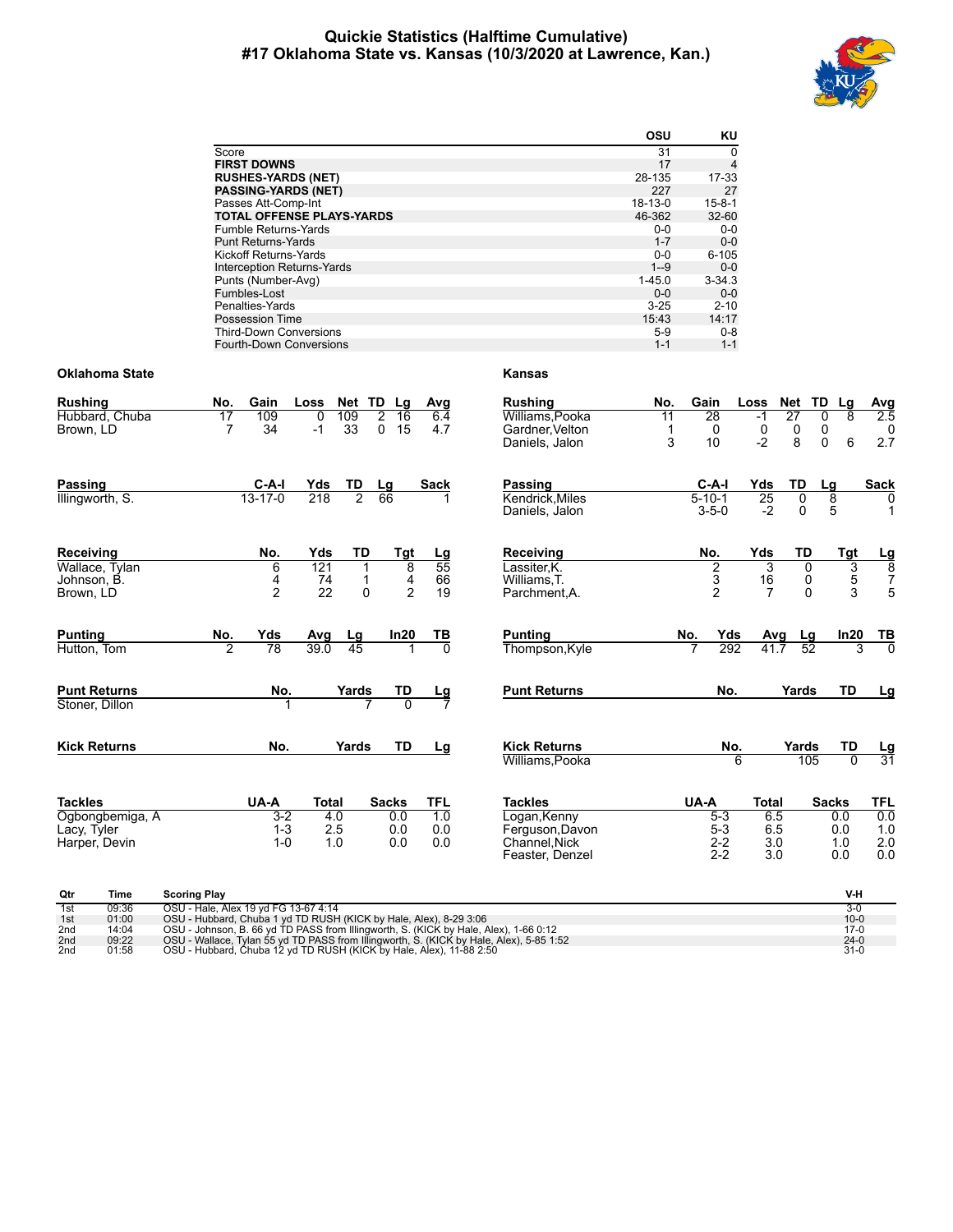# Quickie Statistics (Halftime Cumulative)
## #17 Oklahoma State vs. Kansas (10/3/2020 at Lawrence, Kan.)

| | OSU | KU |
|---|---|---|
| Score | 31 | 0 |
| **FIRST DOWNS** | 17 | 4 |
| **RUSHES-YARDS (NET)** | 28-135 | 17-33 |
| **PASSING-YARDS (NET)** | 227 | 27 |
| Passes Att-Comp-Int | 18-13-0 | 15-8-1 |
| **TOTAL OFFENSE PLAYS-YARDS** | 46-362 | 32-60 |
| Fumble Returns-Yards | 0-0 | 0-0 |
| Punt Returns-Yards | 1-7 | 0-0 |
| Kickoff Returns-Yards | 0-0 | 6-105 |
| Interception Returns-Yards | 1--9 | 0-0 |
| Punts (Number-Avg) | 1-45.0 | 3-34.3 |
| Fumbles-Lost | 0-0 | 0-0 |
| Penalties-Yards | 3-25 | 2-10 |
| Possession Time | 15:43 | 14:17 |
| Third-Down Conversions | 5-9 | 0-8 |
| Fourth-Down Conversions | 1-1 | 1-1 |

### Oklahoma State

| Rushing | No. | Gain | Loss | Net | TD | Lg | Avg |
|---|---|---|---|---|---|---|---|
| Hubbard, Chuba | 17 | 109 | 0 | 109 | 2 | 16 | 6.4 |
| Brown, LD | 7 | 34 | -1 | 33 | 0 | 15 | 4.7 |

| Passing | C-A-I | Yds | TD | Lg | Sack |
|---|---|---|---|---|---|
| Illingworth, S. | 13-17-0 | 218 | 2 | 66 | 1 |

| Receiving | No. | Yds | TD | Tgt | Lg |
|---|---|---|---|---|---|
| Wallace, Tylan | 6 | 121 | 1 | 8 | 55 |
| Johnson, B. | 4 | 74 | 1 | 4 | 66 |
| Brown, LD | 2 | 22 | 0 | 2 | 19 |

| Punting | No. | Yds | Avg | Lg | In20 | TB |
|---|---|---|---|---|---|---|
| Hutton, Tom | 2 | 78 | 39.0 | 45 | 1 | 0 |

| Punt Returns | No. | Yards | TD | Lg |
|---|---|---|---|---|
| Stoner, Dillon | 1 | 7 | 0 | 7 |

| Kick Returns | No. | Yards | TD | Lg |
|---|---|---|---|---|

| Tackles | UA-A | Total | Sacks | TFL |
|---|---|---|---|---|
| Ogbongbemiga, A | 3-2 | 4.0 | 0.0 | 1.0 |
| Lacy, Tyler | 1-3 | 2.5 | 0.0 | 0.0 |
| Harper, Devin | 1-0 | 1.0 | 0.0 | 0.0 |

### Kansas

| Rushing | No. | Gain | Loss | Net | TD | Lg | Avg |
|---|---|---|---|---|---|---|---|
| Williams,Pooka | 11 | 28 | -1 | 27 | 0 | 8 | 2.5 |
| Gardner,Velton | 1 | 0 | 0 | 0 | 0 | | 0 |
| Daniels, Jalon | 3 | 10 | -2 | 8 | 0 | 6 | 2.7 |

| Passing | C-A-I | Yds | TD | Lg | Sack |
|---|---|---|---|---|---|
| Kendrick,Miles | 5-10-1 | 25 | 0 | 8 | 0 |
| Daniels, Jalon | 3-5-0 | -2 | 0 | 5 | 1 |

| Receiving | No. | Yds | TD | Tgt | Lg |
|---|---|---|---|---|---|
| Lassiter,K. | 2 | 3 | 0 | 3 | 8 |
| Williams,T. | 3 | 16 | 0 | 5 | 7 |
| Parchment,A. | 2 | 7 | 0 | 3 | 5 |

| Punting | No. | Yds | Avg | Lg | In20 | TB |
|---|---|---|---|---|---|---|
| Thompson,Kyle | 7 | 292 | 41.7 | 52 | 3 | 0 |

| Punt Returns | No. | Yards | TD | Lg |
|---|---|---|---|---|

| Kick Returns | No. | Yards | TD | Lg |
|---|---|---|---|---|
| Williams,Pooka | 6 | 105 | 0 | 31 |

| Tackles | UA-A | Total | Sacks | TFL |
|---|---|---|---|---|
| Logan,Kenny | 5-3 | 6.5 | 0.0 | 0.0 |
| Ferguson,Davon | 5-3 | 6.5 | 0.0 | 1.0 |
| Channel,Nick | 2-2 | 3.0 | 1.0 | 2.0 |
| Feaster, Denzel | 2-2 | 3.0 | 0.0 | 0.0 |

| Qtr | Time | Scoring Play | V-H |
|---|---|---|---|
| 1st | 09:36 | OSU - Hale, Alex 19 yd FG 13-67 4:14 | 3-0 |
| 1st | 01:00 | OSU - Hubbard, Chuba 1 yd TD RUSH (KICK by Hale, Alex), 8-29 3:06 | 10-0 |
| 2nd | 14:04 | OSU - Johnson, B. 66 yd TD PASS from Illingworth, S. (KICK by Hale, Alex), 1-66 0:12 | 17-0 |
| 2nd | 09:22 | OSU - Wallace, Tylan 55 yd TD PASS from Illingworth, S. (KICK by Hale, Alex), 5-85 1:52 | 24-0 |
| 2nd | 01:58 | OSU - Hubbard, Chuba 12 yd TD RUSH (KICK by Hale, Alex), 11-88 2:50 | 31-0 |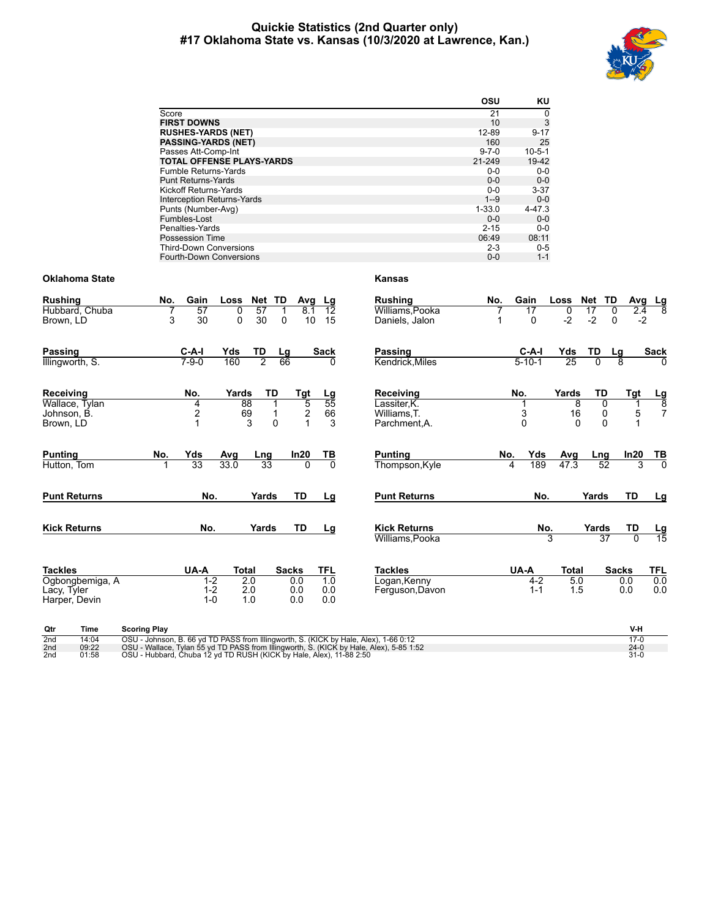# Quickie Statistics (2nd Quarter only)
## #17 Oklahoma State vs. Kansas (10/3/2020 at Lawrence, Kan.)

| | OSU | KU |
|---|---|---|
| Score | 21 | 0 |
| **FIRST DOWNS** | 10 | 3 |
| **RUSHES-YARDS (NET)** | 12-89 | 9-17 |
| **PASSING-YARDS (NET)** | 160 | 25 |
| Passes Att-Comp-Int | 9-7-0 | 10-5-1 |
| **TOTAL OFFENSE PLAYS-YARDS** | 21-249 | 19-42 |
| Fumble Returns-Yards | 0-0 | 0-0 |
| Punt Returns-Yards | 0-0 | 0-0 |
| Kickoff Returns-Yards | 0-0 | 3-37 |
| Interception Returns-Yards | 1--9 | 0-0 |
| Punts (Number-Avg) | 1-33.0 | 4-47.3 |
| Fumbles-Lost | 0-0 | 0-0 |
| Penalties-Yards | 2-15 | 0-0 |
| Possession Time | 06:49 | 08:11 |
| Third-Down Conversions | 2-3 | 0-5 |
| Fourth-Down Conversions | 0-0 | 1-1 |

### Oklahoma State

| Rushing | No. | Gain | Loss | Net | TD | Avg | Lg |
|---|---|---|---|---|---|---|---|
| Hubbard, Chuba | 7 | 57 | 0 | 57 | 1 | 8.1 | 12 |
| Brown, LD | 3 | 30 | 0 | 30 | 0 | 10 | 15 |

| Passing | C-A-I | Yds | TD | Lg | Sack |
|---|---|---|---|---|---|
| Illingworth, S. | 7-9-0 | 160 | 2 | 66 | 0 |

| Receiving | No. | Yards | TD | Tgt | Lg |
|---|---|---|---|---|---|
| Wallace, Tylan | 4 | 88 | 1 | 5 | 55 |
| Johnson, B. | 2 | 69 | 1 | 2 | 66 |
| Brown, LD | 1 | 3 | 0 | 1 | 3 |

| Punting | No. | Yds | Avg | Lng | In20 | TB |
|---|---|---|---|---|---|---|
| Hutton, Tom | 1 | 33 | 33.0 | 33 | 0 | 0 |

| Punt Returns | No. | Yards | TD | Lg |
|---|---|---|---|---|

| Kick Returns | No. | Yards | TD | Lg |
|---|---|---|---|---|

| Tackles | UA-A | Total | Sacks | TFL |
|---|---|---|---|---|
| Ogbongbemiga, A | 1-2 | 2.0 | 0.0 | 1.0 |
| Lacy, Tyler | 1-2 | 2.0 | 0.0 | 0.0 |
| Harper, Devin | 1-0 | 1.0 | 0.0 | 0.0 |

### Kansas

| Rushing | No. | Gain | Loss | Net | TD | Avg | Lg |
|---|---|---|---|---|---|---|---|
| Williams,Pooka | 7 | 17 | 0 | 17 | 0 | 2.4 | 8 |
| Daniels, Jalon | 1 | 0 | -2 | -2 | 0 | -2 | |

| Passing | C-A-I | Yds | TD | Lg | Sack |
|---|---|---|---|---|---|
| Kendrick,Miles | 5-10-1 | 25 | 0 | 8 | 0 |

| Receiving | No. | Yards | TD | Tgt | Lg |
|---|---|---|---|---|---|
| Lassiter,K. | 1 | 8 | 0 | 1 | 8 |
| Williams,T. | 3 | 16 | 0 | 5 | 7 |
| Parchment,A. | 0 | 0 | 0 | 1 | |

| Punting | No. | Yds | Avg | Lng | In20 | TB |
|---|---|---|---|---|---|---|
| Thompson,Kyle | 4 | 189 | 47.3 | 52 | 3 | 0 |

| Punt Returns | No. | Yards | TD | Lg |
|---|---|---|---|---|

| Kick Returns | No. | Yards | TD | Lg |
|---|---|---|---|---|
| Williams,Pooka | 3 | 37 | 0 | 15 |

| Tackles | UA-A | Total | Sacks | TFL |
|---|---|---|---|---|
| Logan,Kenny | 4-2 | 5.0 | 0.0 | 0.0 |
| Ferguson,Davon | 1-1 | 1.5 | 0.0 | 0.0 |

| Qtr | Time | Scoring Play | V-H |
|---|---|---|---|
| 2nd | 14:04 | OSU - Johnson, B. 66 yd TD PASS from Illingworth, S. (KICK by Hale, Alex), 1-66 0:12 | 17-0 |
| 2nd | 09:22 | OSU - Wallace, Tylan 55 yd TD PASS from Illingworth, S. (KICK by Hale, Alex), 5-85 1:52 | 24-0 |
| 2nd | 01:58 | OSU - Hubbard, Chuba 12 yd TD RUSH (KICK by Hale, Alex), 11-88 2:50 | 31-0 |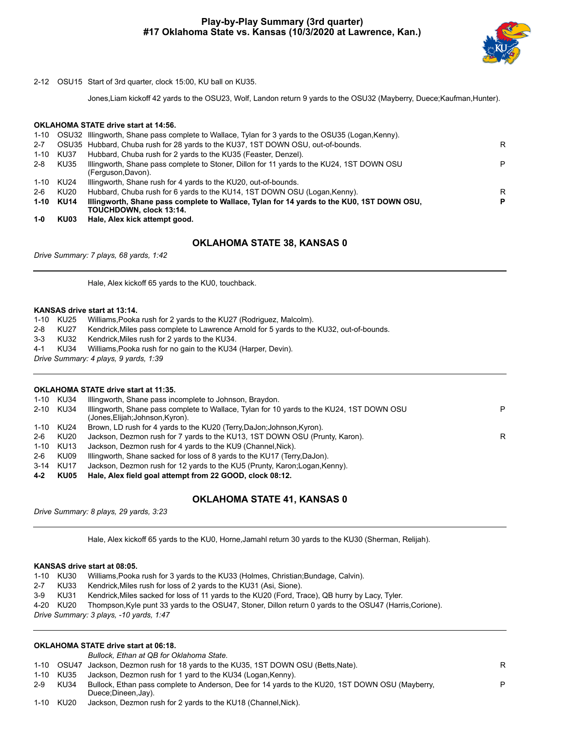# Play-by-Play Summary (3rd quarter)
## #17 Oklahoma State vs. Kansas (10/3/2020 at Lawrence, Kan.)

2-12 OSU15 Start of 3rd quarter, clock 15:00, KU ball on KU35.

Jones,Liam kickoff 42 yards to the OSU23, Wolf, Landon return 9 yards to the OSU32 (Mayberry, Duece;Kaufman,Hunter).

**OKLAHOMA STATE drive start at 14:56.**

| Down | Spot | Play | |
|---|---|---|---|
| 1-10 | OSU32 | Illingworth, Shane pass complete to Wallace, Tylan for 3 yards to the OSU35 (Logan,Kenny). | |
| 2-7 | OSU35 | Hubbard, Chuba rush for 28 yards to the KU37, 1ST DOWN OSU, out-of-bounds. | R |
| 1-10 | KU37 | Hubbard, Chuba rush for 2 yards to the KU35 (Feaster, Denzel). | |
| 2-8 | KU35 | Illingworth, Shane pass complete to Stoner, Dillon for 11 yards to the KU24, 1ST DOWN OSU (Ferguson,Davon). | P |
| 1-10 | KU24 | Illingworth, Shane rush for 4 yards to the KU20, out-of-bounds. | |
| 2-6 | KU20 | Hubbard, Chuba rush for 6 yards to the KU14, 1ST DOWN OSU (Logan,Kenny). | R |
| **1-10** | **KU14** | **Illingworth, Shane pass complete to Wallace, Tylan for 14 yards to the KU0, 1ST DOWN OSU, TOUCHDOWN, clock 13:14.** | **P** |
| **1-0** | **KU03** | **Hale, Alex kick attempt good.** | |

## OKLAHOMA STATE 38, KANSAS 0

*Drive Summary: 7 plays, 68 yards, 1:42*

Hale, Alex kickoff 65 yards to the KU0, touchback.

**KANSAS drive start at 13:14.**

| Down | Spot | Play |
|---|---|---|
| 1-10 | KU25 | Williams,Pooka rush for 2 yards to the KU27 (Rodriguez, Malcolm). |
| 2-8 | KU27 | Kendrick,Miles pass complete to Lawrence Arnold for 5 yards to the KU32, out-of-bounds. |
| 3-3 | KU32 | Kendrick,Miles rush for 2 yards to the KU34. |
| 4-1 | KU34 | Williams,Pooka rush for no gain to the KU34 (Harper, Devin). |

*Drive Summary: 4 plays, 9 yards, 1:39*

**OKLAHOMA STATE drive start at 11:35.**

| Down | Spot | Play | |
|---|---|---|---|
| 1-10 | KU34 | Illingworth, Shane pass incomplete to Johnson, Braydon. | |
| 2-10 | KU34 | Illingworth, Shane pass complete to Wallace, Tylan for 10 yards to the KU24, 1ST DOWN OSU (Jones,Elijah;Johnson,Kyron). | P |
| 1-10 | KU24 | Brown, LD rush for 4 yards to the KU20 (Terry,DaJon;Johnson,Kyron). | |
| 2-6 | KU20 | Jackson, Dezmon rush for 7 yards to the KU13, 1ST DOWN OSU (Prunty, Karon). | R |
| 1-10 | KU13 | Jackson, Dezmon rush for 4 yards to the KU9 (Channel,Nick). | |
| 2-6 | KU09 | Illingworth, Shane sacked for loss of 8 yards to the KU17 (Terry,DaJon). | |
| 3-14 | KU17 | Jackson, Dezmon rush for 12 yards to the KU5 (Prunty, Karon;Logan,Kenny). | |
| **4-2** | **KU05** | **Hale, Alex field goal attempt from 22 GOOD, clock 08:12.** | |

## OKLAHOMA STATE 41, KANSAS 0

*Drive Summary: 8 plays, 29 yards, 3:23*

Hale, Alex kickoff 65 yards to the KU0, Horne,Jamahl return 30 yards to the KU30 (Sherman, Relijah).

**KANSAS drive start at 08:05.**

| Down | Spot | Play |
|---|---|---|
| 1-10 | KU30 | Williams,Pooka rush for 3 yards to the KU33 (Holmes, Christian;Bundage, Calvin). |
| 2-7 | KU33 | Kendrick,Miles rush for loss of 2 yards to the KU31 (Asi, Sione). |
| 3-9 | KU31 | Kendrick,Miles sacked for loss of 11 yards to the KU20 (Ford, Trace), QB hurry by Lacy, Tyler. |
| 4-20 | KU20 | Thompson,Kyle punt 33 yards to the OSU47, Stoner, Dillon return 0 yards to the OSU47 (Harris,Corione). |

*Drive Summary: 3 plays, -10 yards, 1:47*

**OKLAHOMA STATE drive start at 06:18.**

*Bullock, Ethan at QB for Oklahoma State.*

| Down | Spot | Play | |
|---|---|---|---|
| 1-10 | OSU47 | Jackson, Dezmon rush for 18 yards to the KU35, 1ST DOWN OSU (Betts,Nate). | R |
| 1-10 | KU35 | Jackson, Dezmon rush for 1 yard to the KU34 (Logan,Kenny). | |
| 2-9 | KU34 | Bullock, Ethan pass complete to Anderson, Dee for 14 yards to the KU20, 1ST DOWN OSU (Mayberry, Duece;Dineen,Jay). | P |
| 1-10 | KU20 | Jackson, Dezmon rush for 2 yards to the KU18 (Channel,Nick). | |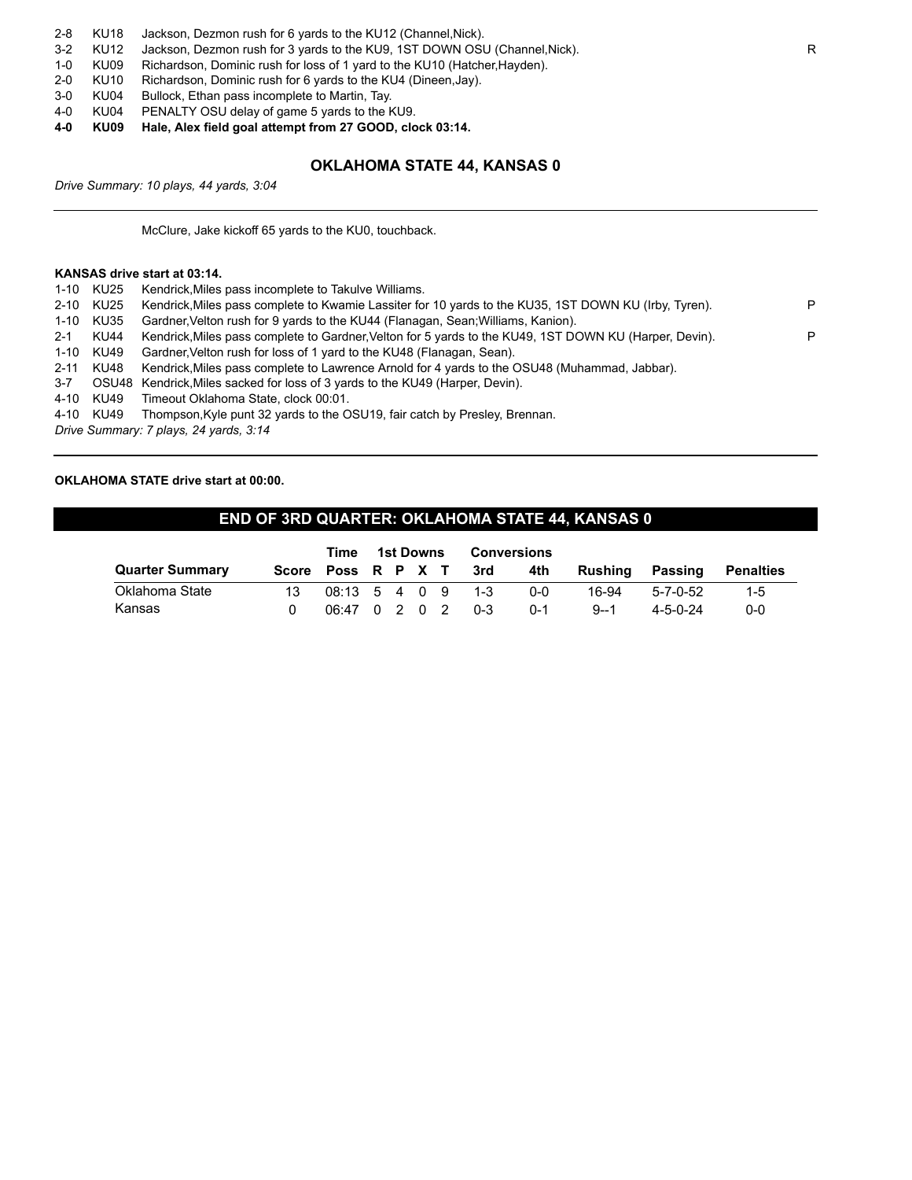| | | | |
|---|---|---|---|
| 2-8 | KU18 | Jackson, Dezmon rush for 6 yards to the KU12 (Channel,Nick). | |
| 3-2 | KU12 | Jackson, Dezmon rush for 3 yards to the KU9, 1ST DOWN OSU (Channel,Nick). | R |
| 1-0 | KU09 | Richardson, Dominic rush for loss of 1 yard to the KU10 (Hatcher,Hayden). | |
| 2-0 | KU10 | Richardson, Dominic rush for 6 yards to the KU4 (Dineen,Jay). | |
| 3-0 | KU04 | Bullock, Ethan pass incomplete to Martin, Tay. | |
| 4-0 | KU04 | PENALTY OSU delay of game 5 yards to the KU9. | |
| **4-0** | **KU09** | **Hale, Alex field goal attempt from 27 GOOD, clock 03:14.** | |

### OKLAHOMA STATE 44, KANSAS 0

*Drive Summary: 10 plays, 44 yards, 3:04*

McClure, Jake kickoff 65 yards to the KU0, touchback.

**KANSAS drive start at 03:14.**

| | | | |
|---|---|---|---|
| 1-10 | KU25 | Kendrick,Miles pass incomplete to Takulve Williams. | |
| 2-10 | KU25 | Kendrick,Miles pass complete to Kwamie Lassiter for 10 yards to the KU35, 1ST DOWN KU (Irby, Tyren). | P |
| 1-10 | KU35 | Gardner,Velton rush for 9 yards to the KU44 (Flanagan, Sean;Williams, Kanion). | |
| 2-1 | KU44 | Kendrick,Miles pass complete to Gardner,Velton for 5 yards to the KU49, 1ST DOWN KU (Harper, Devin). | P |
| 1-10 | KU49 | Gardner,Velton rush for loss of 1 yard to the KU48 (Flanagan, Sean). | |
| 2-11 | KU48 | Kendrick,Miles pass complete to Lawrence Arnold for 4 yards to the OSU48 (Muhammad, Jabbar). | |
| 3-7 | OSU48 | Kendrick,Miles sacked for loss of 3 yards to the KU49 (Harper, Devin). | |
| 4-10 | KU49 | Timeout Oklahoma State, clock 00:01. | |
| 4-10 | KU49 | Thompson,Kyle punt 32 yards to the OSU19, fair catch by Presley, Brennan. | |

*Drive Summary: 7 plays, 24 yards, 3:14*

**OKLAHOMA STATE drive start at 00:00.**

## END OF 3RD QUARTER: OKLAHOMA STATE 44, KANSAS 0

| | | Time | 1st Downs | | | | Conversions | | | | |
|---|---|---|---|---|---|---|---|---|---|---|---|
| Quarter Summary | Score | Poss | R | P | X | T | 3rd | 4th | Rushing | Passing | Penalties |
| Oklahoma State | 13 | 08:13 | 5 | 4 | 0 | 9 | 1-3 | 0-0 | 16-94 | 5-7-0-52 | 1-5 |
| Kansas | 0 | 06:47 | 0 | 2 | 0 | 2 | 0-3 | 0-1 | 9--1 | 4-5-0-24 | 0-0 |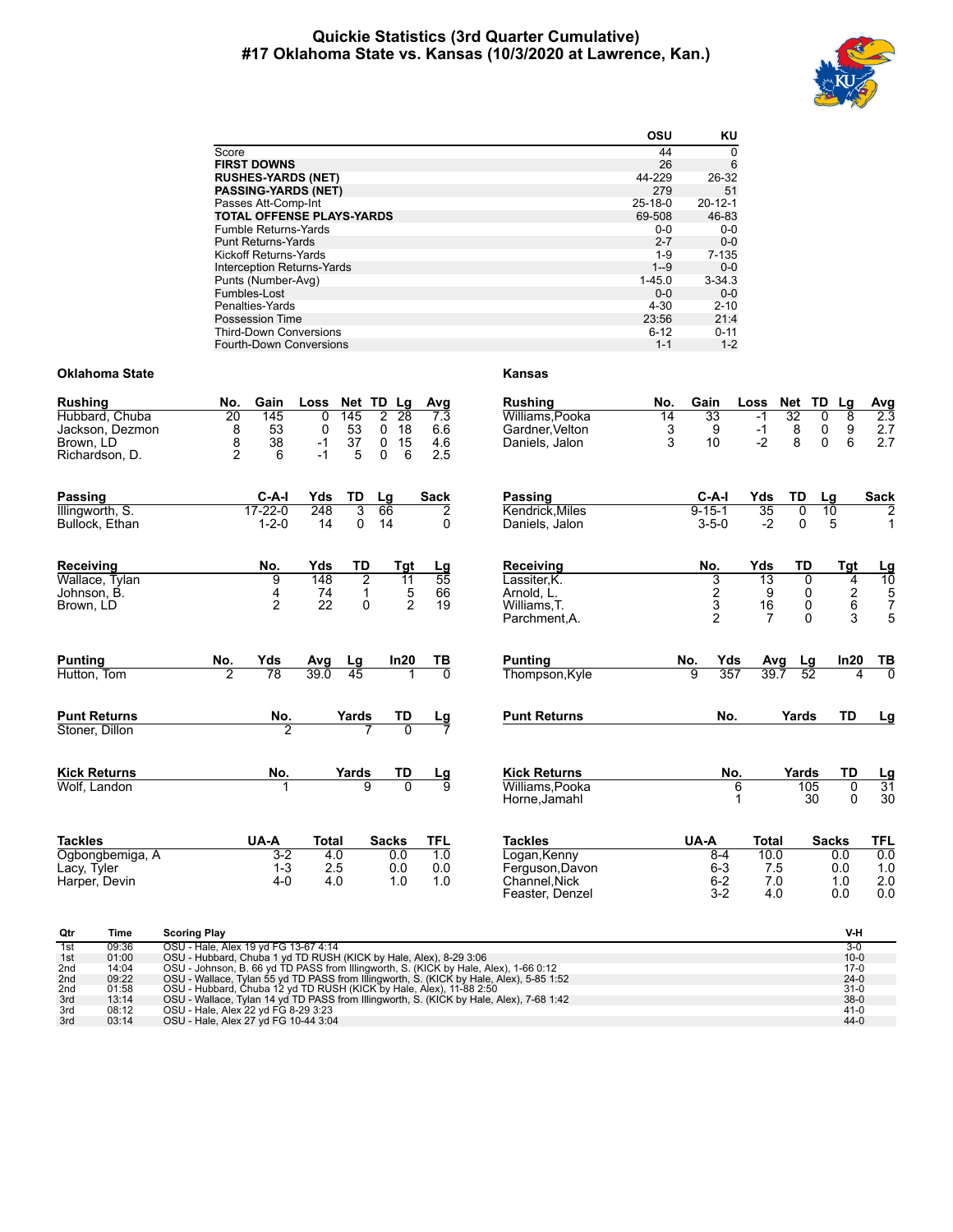# Quickie Statistics (3rd Quarter Cumulative)
## #17 Oklahoma State vs. Kansas (10/3/2020 at Lawrence, Kan.)

| | OSU | KU |
|---|---|---|
| Score | 44 | 0 |
| **FIRST DOWNS** | 26 | 6 |
| **RUSHES-YARDS (NET)** | 44-229 | 26-32 |
| **PASSING-YARDS (NET)** | 279 | 51 |
| Passes Att-Comp-Int | 25-18-0 | 20-12-1 |
| **TOTAL OFFENSE PLAYS-YARDS** | 69-508 | 46-83 |
| Fumble Returns-Yards | 0-0 | 0-0 |
| Punt Returns-Yards | 2-7 | 0-0 |
| Kickoff Returns-Yards | 1-9 | 7-135 |
| Interception Returns-Yards | 1--9 | 0-0 |
| Punts (Number-Avg) | 1-45.0 | 3-34.3 |
| Fumbles-Lost | 0-0 | 0-0 |
| Penalties-Yards | 4-30 | 2-10 |
| Possession Time | 23:56 | 21:4 |
| Third-Down Conversions | 6-12 | 0-11 |
| Fourth-Down Conversions | 1-1 | 1-2 |

### Oklahoma State

| Rushing | No. | Gain | Loss | Net | TD | Lg | Avg |
|---|---|---|---|---|---|---|---|
| Hubbard, Chuba | 20 | 145 | 0 | 145 | 2 | 28 | 7.3 |
| Jackson, Dezmon | 8 | 53 | 0 | 53 | 0 | 18 | 6.6 |
| Brown, LD | 8 | 38 | -1 | 37 | 0 | 15 | 4.6 |
| Richardson, D. | 2 | 6 | -1 | 5 | 0 | 6 | 2.5 |

| Passing | C-A-I | Yds | TD | Lg | Sack |
|---|---|---|---|---|---|
| Illingworth, S. | 17-22-0 | 248 | 3 | 66 | 2 |
| Bullock, Ethan | 1-2-0 | 14 | 0 | 14 | 0 |

| Receiving | No. | Yds | TD | Tgt | Lg |
|---|---|---|---|---|---|
| Wallace, Tylan | 9 | 148 | 2 | 11 | 55 |
| Johnson, B. | 4 | 74 | 1 | 5 | 66 |
| Brown, LD | 2 | 22 | 0 | 2 | 19 |

| Punting | No. | Yds | Avg | Lg | In20 | TB |
|---|---|---|---|---|---|---|
| Hutton, Tom | 2 | 78 | 39.0 | 45 | 1 | 0 |

| Punt Returns | No. | Yards | TD | Lg |
|---|---|---|---|---|
| Stoner, Dillon | 2 | 7 | 0 | 7 |

| Kick Returns | No. | Yards | TD | Lg |
|---|---|---|---|---|
| Wolf, Landon | 1 | 9 | 0 | 9 |

| Tackles | UA-A | Total | Sacks | TFL |
|---|---|---|---|---|
| Ogbongbemiga, A | 3-2 | 4.0 | 0.0 | 1.0 |
| Lacy, Tyler | 1-3 | 2.5 | 0.0 | 0.0 |
| Harper, Devin | 4-0 | 4.0 | 1.0 | 1.0 |

### Kansas

| Rushing | No. | Gain | Loss | Net | TD | Lg | Avg |
|---|---|---|---|---|---|---|---|
| Williams,Pooka | 14 | 33 | -1 | 32 | 0 | 8 | 2.3 |
| Gardner,Velton | 3 | 9 | -1 | 8 | 0 | 9 | 2.7 |
| Daniels, Jalon | 3 | 10 | -2 | 8 | 0 | 6 | 2.7 |

| Passing | C-A-I | Yds | TD | Lg | Sack |
|---|---|---|---|---|---|
| Kendrick,Miles | 9-15-1 | 35 | 0 | 10 | 2 |
| Daniels, Jalon | 3-5-0 | -2 | 0 | 5 | 1 |

| Receiving | No. | Yds | TD | Tgt | Lg |
|---|---|---|---|---|---|
| Lassiter,K. | 3 | 13 | 0 | 4 | 10 |
| Arnold, L. | 2 | 9 | 0 | 2 | 5 |
| Williams,T. | 3 | 16 | 0 | 6 | 7 |
| Parchment,A. | 2 | 7 | 0 | 3 | 5 |

| Punting | No. | Yds | Avg | Lg | In20 | TB |
|---|---|---|---|---|---|---|
| Thompson,Kyle | 9 | 357 | 39.7 | 52 | 4 | 0 |

| Punt Returns | No. | Yards | TD | Lg |
|---|---|---|---|---|

| Kick Returns | No. | Yards | TD | Lg |
|---|---|---|---|---|
| Williams,Pooka | 6 | 105 | 0 | 31 |
| Horne,Jamahl | 1 | 30 | 0 | 30 |

| Tackles | UA-A | Total | Sacks | TFL |
|---|---|---|---|---|
| Logan,Kenny | 8-4 | 10.0 | 0.0 | 0.0 |
| Ferguson,Davon | 6-3 | 7.5 | 0.0 | 1.0 |
| Channel,Nick | 6-2 | 7.0 | 1.0 | 2.0 |
| Feaster, Denzel | 3-2 | 4.0 | 0.0 | 0.0 |

| Qtr | Time | Scoring Play | V-H |
|---|---|---|---|
| 1st | 09:36 | OSU - Hale, Alex 19 yd FG 13-67 4:14 | 3-0 |
| 1st | 01:00 | OSU - Hubbard, Chuba 1 yd TD RUSH (KICK by Hale, Alex), 8-29 3:06 | 10-0 |
| 2nd | 14:04 | OSU - Johnson, B. 66 yd TD PASS from Illingworth, S. (KICK by Hale, Alex), 1-66 0:12 | 17-0 |
| 2nd | 09:22 | OSU - Wallace, Tylan 55 yd TD PASS from Illingworth, S. (KICK by Hale, Alex), 5-85 1:52 | 24-0 |
| 2nd | 01:58 | OSU - Hubbard, Chuba 12 yd TD RUSH (KICK by Hale, Alex), 11-88 2:50 | 31-0 |
| 3rd | 13:14 | OSU - Wallace, Tylan 14 yd TD PASS from Illingworth, S. (KICK by Hale, Alex), 7-68 1:42 | 38-0 |
| 3rd | 08:12 | OSU - Hale, Alex 22 yd FG 8-29 3:23 | 41-0 |
| 3rd | 03:14 | OSU - Hale, Alex 27 yd FG 10-44 3:04 | 44-0 |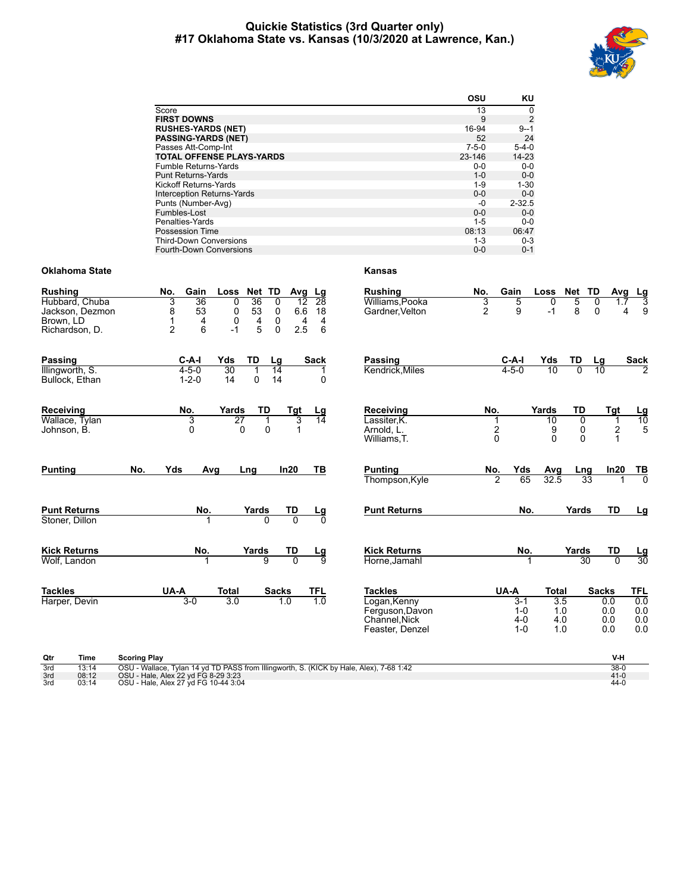# Quickie Statistics (3rd Quarter only)
## #17 Oklahoma State vs. Kansas (10/3/2020 at Lawrence, Kan.)

| | OSU | KU |
|---|---|---|
| Score | 13 | 0 |
| **FIRST DOWNS** | 9 | 2 |
| **RUSHES-YARDS (NET)** | 16-94 | 9--1 |
| **PASSING-YARDS (NET)** | 52 | 24 |
| Passes Att-Comp-Int | 7-5-0 | 5-4-0 |
| **TOTAL OFFENSE PLAYS-YARDS** | 23-146 | 14-23 |
| Fumble Returns-Yards | 0-0 | 0-0 |
| Punt Returns-Yards | 1-0 | 0-0 |
| Kickoff Returns-Yards | 1-9 | 1-30 |
| Interception Returns-Yards | 0-0 | 0-0 |
| Punts (Number-Avg) | -0 | 2-32.5 |
| Fumbles-Lost | 0-0 | 0-0 |
| Penalties-Yards | 1-5 | 0-0 |
| Possession Time | 08:13 | 06:47 |
| Third-Down Conversions | 1-3 | 0-3 |
| Fourth-Down Conversions | 0-0 | 0-1 |

### Oklahoma State

| Rushing | No. | Gain | Loss | Net | TD | Avg | Lg |
|---|---|---|---|---|---|---|---|
| Hubbard, Chuba | 3 | 36 | 0 | 36 | 0 | 12 | 28 |
| Jackson, Dezmon | 8 | 53 | 0 | 53 | 0 | 6.6 | 18 |
| Brown, LD | 1 | 4 | 0 | 4 | 0 | 4 | 4 |
| Richardson, D. | 2 | 6 | -1 | 5 | 0 | 2.5 | 6 |

| Passing | C-A-I | Yds | TD | Lg | Sack |
|---|---|---|---|---|---|
| Illingworth, S. | 4-5-0 | 30 | 1 | 14 | 1 |
| Bullock, Ethan | 1-2-0 | 14 | 0 | 14 | 0 |

| Receiving | No. | Yards | TD | Tgt | Lg |
|---|---|---|---|---|---|
| Wallace, Tylan | 3 | 27 | 1 | 3 | 14 |
| Johnson, B. | 0 | 0 | 0 | 1 | |

| Punting | No. | Yds | Avg | Lng | In20 | TB |
|---|---|---|---|---|---|---|

| Punt Returns | No. | Yards | TD | Lg |
|---|---|---|---|---|
| Stoner, Dillon | 1 | 0 | 0 | 0 |

| Kick Returns | No. | Yards | TD | Lg |
|---|---|---|---|---|
| Wolf, Landon | 1 | 9 | 0 | 9 |

| Tackles | UA-A | Total | Sacks | TFL |
|---|---|---|---|---|
| Harper, Devin | 3-0 | 3.0 | 1.0 | 1.0 |

### Kansas

| Rushing | No. | Gain | Loss | Net | TD | Avg | Lg |
|---|---|---|---|---|---|---|---|
| Williams,Pooka | 3 | 5 | 0 | 5 | 0 | 1.7 | 3 |
| Gardner,Velton | 2 | 9 | -1 | 8 | 0 | 4 | 9 |

| Passing | C-A-I | Yds | TD | Lg | Sack |
|---|---|---|---|---|---|
| Kendrick,Miles | 4-5-0 | 10 | 0 | 10 | 2 |

| Receiving | No. | Yards | TD | Tgt | Lg |
|---|---|---|---|---|---|
| Lassiter,K. | 1 | 10 | 0 | 1 | 10 |
| Arnold, L. | 2 | 9 | 0 | 2 | 5 |
| Williams,T. | 0 | 0 | 0 | 1 | |

| Punting | No. | Yds | Avg | Lng | In20 | TB |
|---|---|---|---|---|---|---|
| Thompson,Kyle | 2 | 65 | 32.5 | 33 | 1 | 0 |

| Punt Returns | No. | Yards | TD | Lg |
|---|---|---|---|---|

| Kick Returns | No. | Yards | TD | Lg |
|---|---|---|---|---|
| Horne,Jamahl | 1 | 30 | 0 | 30 |

| Tackles | UA-A | Total | Sacks | TFL |
|---|---|---|---|---|
| Logan,Kenny | 3-1 | 3.5 | 0.0 | 0.0 |
| Ferguson,Davon | 1-0 | 1.0 | 0.0 | 0.0 |
| Channel,Nick | 4-0 | 4.0 | 0.0 | 0.0 |
| Feaster, Denzel | 1-0 | 1.0 | 0.0 | 0.0 |

| Qtr | Time | Scoring Play | V-H |
|---|---|---|---|
| 3rd | 13:14 | OSU - Wallace, Tylan 14 yd TD PASS from Illingworth, S. (KICK by Hale, Alex), 7-68 1:42 | 38-0 |
| 3rd | 08:12 | OSU - Hale, Alex 22 yd FG 8-29 3:23 | 41-0 |
| 3rd | 03:14 | OSU - Hale, Alex 27 yd FG 10-44 3:04 | 44-0 |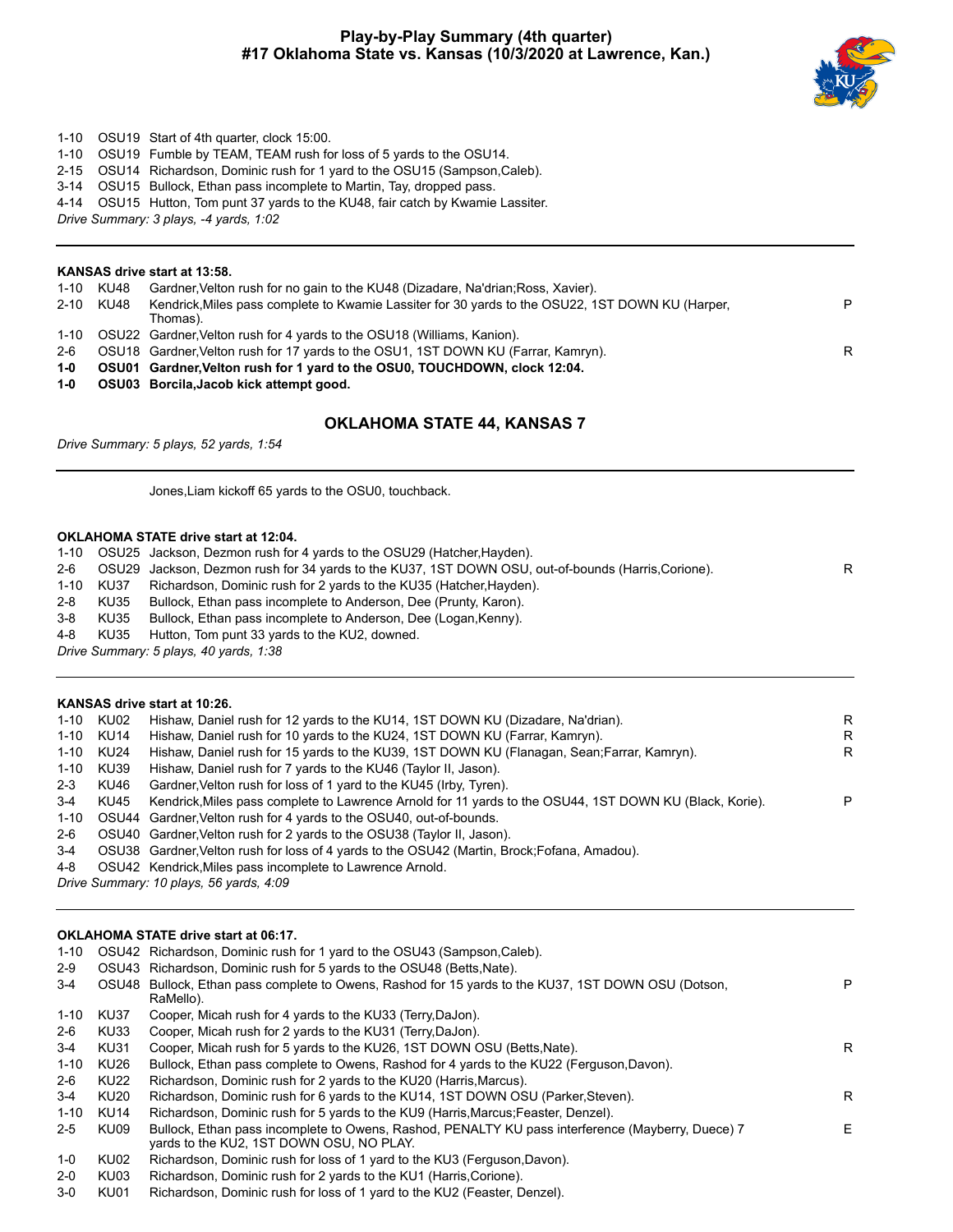# Play-by-Play Summary (4th quarter)
## #17 Oklahoma State vs. Kansas (10/3/2020 at Lawrence, Kan.)

| | | | |
|---|---|---|---|
| 1-10 | OSU19 | Start of 4th quarter, clock 15:00. | |
| 1-10 | OSU19 | Fumble by TEAM, TEAM rush for loss of 5 yards to the OSU14. | |
| 2-15 | OSU14 | Richardson, Dominic rush for 1 yard to the OSU15 (Sampson,Caleb). | |
| 3-14 | OSU15 | Bullock, Ethan pass incomplete to Martin, Tay, dropped pass. | |
| 4-14 | OSU15 | Hutton, Tom punt 37 yards to the KU48, fair catch by Kwamie Lassiter. | |

*Drive Summary: 3 plays, -4 yards, 1:02*

---

**KANSAS drive start at 13:58.**

| | | | |
|---|---|---|---|
| 1-10 | KU48 | Gardner,Velton rush for no gain to the KU48 (Dizadare, Na'drian;Ross, Xavier). | |
| 2-10 | KU48 | Kendrick,Miles pass complete to Kwamie Lassiter for 30 yards to the OSU22, 1ST DOWN KU (Harper, Thomas). | P |
| 1-10 | OSU22 | Gardner,Velton rush for 4 yards to the OSU18 (Williams, Kanion). | |
| 2-6 | OSU18 | Gardner,Velton rush for 17 yards to the OSU1, 1ST DOWN KU (Farrar, Kamryn). | R |
| **1-0** | **OSU01** | **Gardner,Velton rush for 1 yard to the OSU0, TOUCHDOWN, clock 12:04.** | |
| **1-0** | **OSU03** | **Borcila,Jacob kick attempt good.** | |

### OKLAHOMA STATE 44, KANSAS 7

*Drive Summary: 5 plays, 52 yards, 1:54*

---

Jones,Liam kickoff 65 yards to the OSU0, touchback.

**OKLAHOMA STATE drive start at 12:04.**

| | | | |
|---|---|---|---|
| 1-10 | OSU25 | Jackson, Dezmon rush for 4 yards to the OSU29 (Hatcher,Hayden). | |
| 2-6 | OSU29 | Jackson, Dezmon rush for 34 yards to the KU37, 1ST DOWN OSU, out-of-bounds (Harris,Corione). | R |
| 1-10 | KU37 | Richardson, Dominic rush for 2 yards to the KU35 (Hatcher,Hayden). | |
| 2-8 | KU35 | Bullock, Ethan pass incomplete to Anderson, Dee (Prunty, Karon). | |
| 3-8 | KU35 | Bullock, Ethan pass incomplete to Anderson, Dee (Logan,Kenny). | |
| 4-8 | KU35 | Hutton, Tom punt 33 yards to the KU2, downed. | |

*Drive Summary: 5 plays, 40 yards, 1:38*

---

**KANSAS drive start at 10:26.**

| | | | |
|---|---|---|---|
| 1-10 | KU02 | Hishaw, Daniel rush for 12 yards to the KU14, 1ST DOWN KU (Dizadare, Na'drian). | R |
| 1-10 | KU14 | Hishaw, Daniel rush for 10 yards to the KU24, 1ST DOWN KU (Farrar, Kamryn). | R |
| 1-10 | KU24 | Hishaw, Daniel rush for 15 yards to the KU39, 1ST DOWN KU (Flanagan, Sean;Farrar, Kamryn). | R |
| 1-10 | KU39 | Hishaw, Daniel rush for 7 yards to the KU46 (Taylor II, Jason). | |
| 2-3 | KU46 | Gardner,Velton rush for loss of 1 yard to the KU45 (Irby, Tyren). | |
| 3-4 | KU45 | Kendrick,Miles pass complete to Lawrence Arnold for 11 yards to the OSU44, 1ST DOWN KU (Black, Korie). | P |
| 1-10 | OSU44 | Gardner,Velton rush for 4 yards to the OSU40, out-of-bounds. | |
| 2-6 | OSU40 | Gardner,Velton rush for 2 yards to the OSU38 (Taylor II, Jason). | |
| 3-4 | OSU38 | Gardner,Velton rush for loss of 4 yards to the OSU42 (Martin, Brock;Fofana, Amadou). | |
| 4-8 | OSU42 | Kendrick,Miles pass incomplete to Lawrence Arnold. | |

*Drive Summary: 10 plays, 56 yards, 4:09*

---

**OKLAHOMA STATE drive start at 06:17.**

| | | | |
|---|---|---|---|
| 1-10 | OSU42 | Richardson, Dominic rush for 1 yard to the OSU43 (Sampson,Caleb). | |
| 2-9 | OSU43 | Richardson, Dominic rush for 5 yards to the OSU48 (Betts,Nate). | |
| 3-4 | OSU48 | Bullock, Ethan pass complete to Owens, Rashod for 15 yards to the KU37, 1ST DOWN OSU (Dotson, RaMello). | P |
| 1-10 | KU37 | Cooper, Micah rush for 4 yards to the KU33 (Terry,DaJon). | |
| 2-6 | KU33 | Cooper, Micah rush for 2 yards to the KU31 (Terry,DaJon). | |
| 3-4 | KU31 | Cooper, Micah rush for 5 yards to the KU26, 1ST DOWN OSU (Betts,Nate). | R |
| 1-10 | KU26 | Bullock, Ethan pass complete to Owens, Rashod for 4 yards to the KU22 (Ferguson,Davon). | |
| 2-6 | KU22 | Richardson, Dominic rush for 2 yards to the KU20 (Harris,Marcus). | |
| 3-4 | KU20 | Richardson, Dominic rush for 6 yards to the KU14, 1ST DOWN OSU (Parker,Steven). | R |
| 1-10 | KU14 | Richardson, Dominic rush for 5 yards to the KU9 (Harris,Marcus;Feaster, Denzel). | |
| 2-5 | KU09 | Bullock, Ethan pass incomplete to Owens, Rashod, PENALTY KU pass interference (Mayberry, Duece) 7 yards to the KU2, 1ST DOWN OSU, NO PLAY. | E |
| 1-0 | KU02 | Richardson, Dominic rush for loss of 1 yard to the KU3 (Ferguson,Davon). | |
| 2-0 | KU03 | Richardson, Dominic rush for 2 yards to the KU1 (Harris,Corione). | |
| 3-0 | KU01 | Richardson, Dominic rush for loss of 1 yard to the KU2 (Feaster, Denzel). | |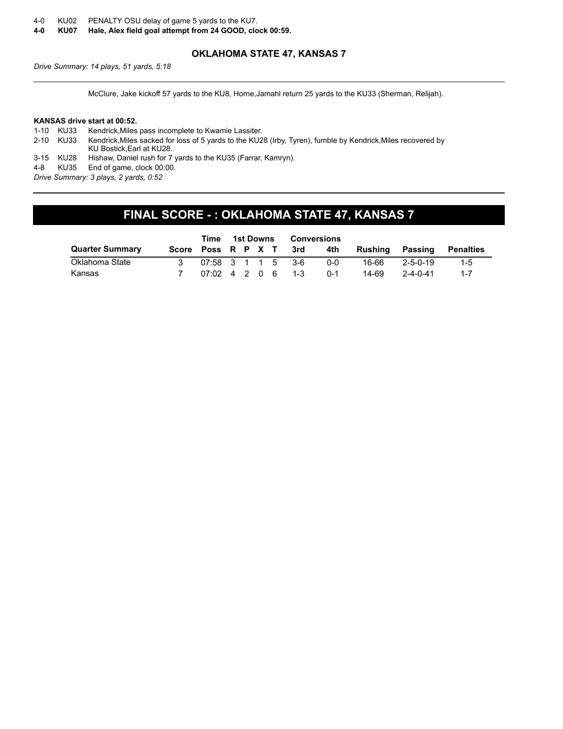4-0 KU02 PENALTY OSU delay of game 5 yards to the KU7.

**4-0 KU07 Hale, Alex field goal attempt from 24 GOOD, clock 00:59.**

### OKLAHOMA STATE 47, KANSAS 7

*Drive Summary: 14 plays, 51 yards, 5:18*

---

McClure, Jake kickoff 57 yards to the KU8, Horne,Jamahl return 25 yards to the KU33 (Sherman, Relijah).

**KANSAS drive start at 00:52.**

1-10 KU33 Kendrick,Miles pass incomplete to Kwamie Lassiter.

2-10 KU33 Kendrick,Miles sacked for loss of 5 yards to the KU28 (Irby, Tyren), fumble by Kendrick,Miles recovered by KU Bostick,Earl at KU28.

3-15 KU28 Hishaw, Daniel rush for 7 yards to the KU35 (Farrar, Kamryn).

4-8 KU35 End of game, clock 00:00.

*Drive Summary: 3 plays, 2 yards, 0:52*

---

## FINAL SCORE - : OKLAHOMA STATE 47, KANSAS 7

| | | Time | 1st Downs | | | | Conversions | | | | |
|---|---|---|---|---|---|---|---|---|---|---|---|
| Quarter Summary | Score | Poss | R | P | X | T | 3rd | 4th | Rushing | Passing | Penalties |
| Oklahoma State | 3 | 07:58 | 3 | 1 | 1 | 5 | 3-6 | 0-0 | 16-66 | 2-5-0-19 | 1-5 |
| Kansas | 7 | 07:02 | 4 | 2 | 0 | 6 | 1-3 | 0-1 | 14-69 | 2-4-0-41 | 1-7 |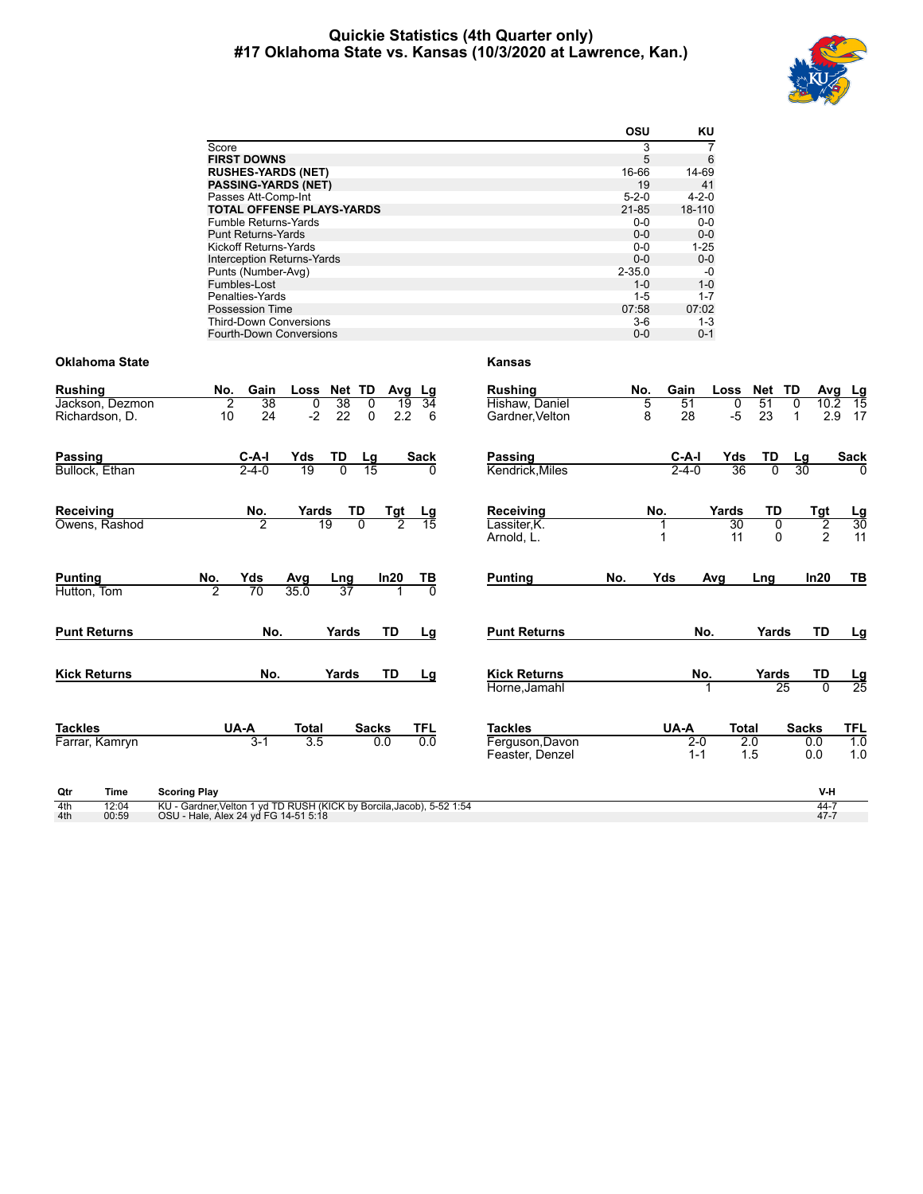# Quickie Statistics (4th Quarter only)
## #17 Oklahoma State vs. Kansas (10/3/2020 at Lawrence, Kan.)

| | OSU | KU |
|---|---|---|
| Score | 3 | 7 |
| **FIRST DOWNS** | 5 | 6 |
| **RUSHES-YARDS (NET)** | 16-66 | 14-69 |
| **PASSING-YARDS (NET)** | 19 | 41 |
| Passes Att-Comp-Int | 5-2-0 | 4-2-0 |
| **TOTAL OFFENSE PLAYS-YARDS** | 21-85 | 18-110 |
| Fumble Returns-Yards | 0-0 | 0-0 |
| Punt Returns-Yards | 0-0 | 0-0 |
| Kickoff Returns-Yards | 0-0 | 1-25 |
| Interception Returns-Yards | 0-0 | 0-0 |
| Punts (Number-Avg) | 2-35.0 | -0 |
| Fumbles-Lost | 1-0 | 1-0 |
| Penalties-Yards | 1-5 | 1-7 |
| Possession Time | 07:58 | 07:02 |
| Third-Down Conversions | 3-6 | 1-3 |
| Fourth-Down Conversions | 0-0 | 0-1 |

### Oklahoma State

| Rushing | No. | Gain | Loss | Net | TD | Avg | Lg |
|---|---|---|---|---|---|---|---|
| Jackson, Dezmon | 2 | 38 | 0 | 38 | 0 | 19 | 34 |
| Richardson, D. | 10 | 24 | -2 | 22 | 0 | 2.2 | 6 |

| Passing | C-A-I | Yds | TD | Lg | Sack |
|---|---|---|---|---|---|
| Bullock, Ethan | 2-4-0 | 19 | 0 | 15 | 0 |

| Receiving | No. | Yards | TD | Tgt | Lg |
|---|---|---|---|---|---|
| Owens, Rashod | 2 | 19 | 0 | 2 | 15 |

| Punting | No. | Yds | Avg | Lng | In20 | TB |
|---|---|---|---|---|---|---|
| Hutton, Tom | 2 | 70 | 35.0 | 37 | 1 | 0 |

| Punt Returns | No. | Yards | TD | Lg |
|---|---|---|---|---|

| Kick Returns | No. | Yards | TD | Lg |
|---|---|---|---|---|

| Tackles | UA-A | Total | Sacks | TFL |
|---|---|---|---|---|
| Farrar, Kamryn | 3-1 | 3.5 | 0.0 | 0.0 |

### Kansas

| Rushing | No. | Gain | Loss | Net | TD | Avg | Lg |
|---|---|---|---|---|---|---|---|
| Hishaw, Daniel | 5 | 51 | 0 | 51 | 0 | 10.2 | 15 |
| Gardner,Velton | 8 | 28 | -5 | 23 | 1 | 2.9 | 17 |

| Passing | C-A-I | Yds | TD | Lg | Sack |
|---|---|---|---|---|---|
| Kendrick,Miles | 2-4-0 | 36 | 0 | 30 | 0 |

| Receiving | No. | Yards | TD | Tgt | Lg |
|---|---|---|---|---|---|
| Lassiter,K. | 1 | 30 | 0 | 2 | 30 |
| Arnold, L. | 1 | 11 | 0 | 2 | 11 |

| Punting | No. | Yds | Avg | Lng | In20 | TB |
|---|---|---|---|---|---|---|

| Punt Returns | No. | Yards | TD | Lg |
|---|---|---|---|---|

| Kick Returns | No. | Yards | TD | Lg |
|---|---|---|---|---|
| Horne,Jamahl | 1 | 25 | 0 | 25 |

| Tackles | UA-A | Total | Sacks | TFL |
|---|---|---|---|---|
| Ferguson,Davon | 2-0 | 2.0 | 0.0 | 1.0 |
| Feaster, Denzel | 1-1 | 1.5 | 0.0 | 1.0 |

| Qtr | Time | Scoring Play | V-H |
|---|---|---|---|
| 4th | 12:04 | KU - Gardner,Velton 1 yd TD RUSH (KICK by Borcila,Jacob), 5-52 1:54 | 44-7 |
| 4th | 00:59 | OSU - Hale, Alex 24 yd FG 14-51 5:18 | 47-7 |